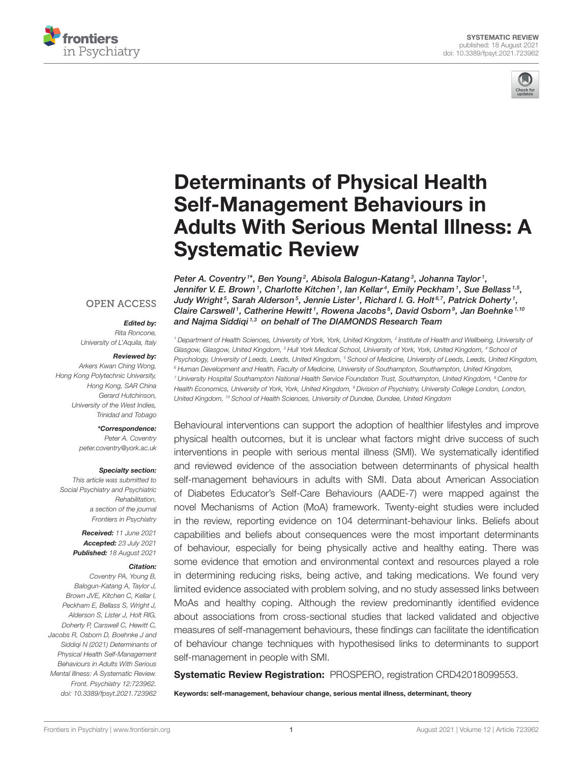SYSTEMATIC REVIEW
published: 18 August 2021
doi: 10.3389/fpsyt.2021.723962

# Determinants of Physical Health Self-Management Behaviours in Adults With Serious Mental Illness: A Systematic Review

*Peter A. Coventry[1]*, Ben Young[2], Abisola Balogun-Katang[3], Johanna Taylor[1], Jennifer V. E. Brown[1], Charlotte Kitchen[1], Ian Kellar[4], Emily Peckham[1], Sue Bellass[1,5], Judy Wright[5], Sarah Alderson[5], Jennie Lister[1], Richard I. G. Holt[6,7], Patrick Doherty[1], Claire Carswell[1], Catherine Hewitt[1], Rowena Jacobs[8], David Osborn[9], Jan Boehnke[1,10] and Najma Siddiqi[1,3] on behalf of The DIAMONDS Research Team*

[1] Department of Health Sciences, University of York, York, United Kingdom, [2] Institute of Health and Wellbeing, University of Glasgow, Glasgow, United Kingdom, [3] Hull York Medical School, University of York, York, United Kingdom, [4] School of Psychology, University of Leeds, Leeds, United Kingdom, [5] School of Medicine, University of Leeds, Leeds, United Kingdom, [6] Human Development and Health, Faculty of Medicine, University of Southampton, Southampton, United Kingdom, [7] University Hospital Southampton National Health Service Foundation Trust, Southampton, United Kingdom, [8] Centre for Health Economics, University of York, York, United Kingdom, [9] Division of Psychiatry, University College London, London, United Kingdom, [10] School of Health Sciences, University of Dundee, Dundee, United Kingdom

OPEN ACCESS

**Edited by:**
*Rita Roncone, University of L'Aquila, Italy*

**Reviewed by:**
*Arkers Kwan Ching Wong, Hong Kong Polytechnic University, Hong Kong, SAR China*
*Gerard Hutchinson, University of the West Indies, Trinidad and Tobago*

***Correspondence:**
*Peter A. Coventry*
*peter.coventry@york.ac.uk*

**Specialty section:**
*This article was submitted to Social Psychiatry and Psychiatric Rehabilitation, a section of the journal Frontiers in Psychiatry*

**Received:** *11 June 2021*
**Accepted:** *23 July 2021*
**Published:** *18 August 2021*

**Citation:**
*Coventry PA, Young B, Balogun-Katang A, Taylor J, Brown JVE, Kitchen C, Kellar I, Peckham E, Bellass S, Wright J, Alderson S, Lister J, Holt RIG, Doherty P, Carswell C, Hewitt C, Jacobs R, Osborn D, Boehnke J and Siddiqi N (2021) Determinants of Physical Health Self-Management Behaviours in Adults With Serious Mental Illness: A Systematic Review. Front. Psychiatry 12:723962. doi: 10.3389/fpsyt.2021.723962*

Behavioural interventions can support the adoption of healthier lifestyles and improve physical health outcomes, but it is unclear what factors might drive success of such interventions in people with serious mental illness (SMI). We systematically identified and reviewed evidence of the association between determinants of physical health self-management behaviours in adults with SMI. Data about American Association of Diabetes Educator's Self-Care Behaviours (AADE-7) were mapped against the novel Mechanisms of Action (MoA) framework. Twenty-eight studies were included in the review, reporting evidence on 104 determinant-behaviour links. Beliefs about capabilities and beliefs about consequences were the most important determinants of behaviour, especially for being physically active and healthy eating. There was some evidence that emotion and environmental context and resources played a role in determining reducing risks, being active, and taking medications. We found very limited evidence associated with problem solving, and no study assessed links between MoAs and healthy coping. Although the review predominantly identified evidence about associations from cross-sectional studies that lacked validated and objective measures of self-management behaviours, these findings can facilitate the identification of behaviour change techniques with hypothesised links to determinants to support self-management in people with SMI.

**Systematic Review Registration:** PROSPERO, registration CRD42018099553.

**Keywords:** self-management, behaviour change, serious mental illness, determinant, theory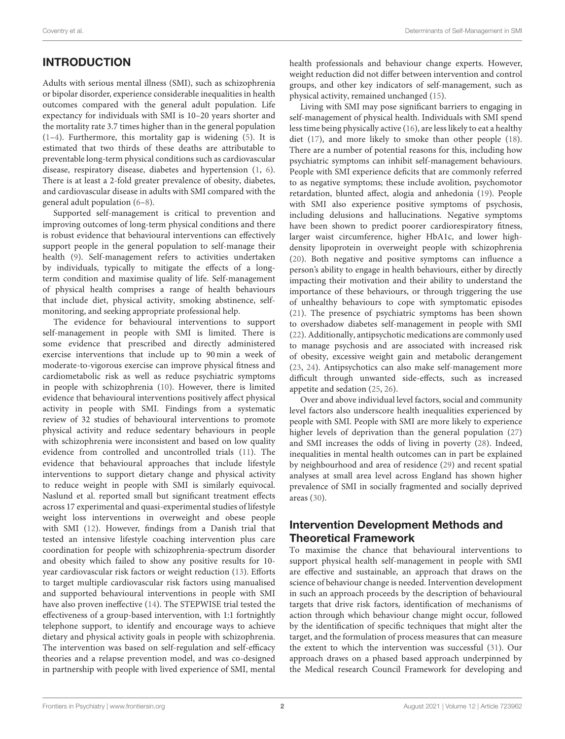## INTRODUCTION

Adults with serious mental illness (SMI), such as schizophrenia or bipolar disorder, experience considerable inequalities in health outcomes compared with the general adult population. Life expectancy for individuals with SMI is 10–20 years shorter and the mortality rate 3.7 times higher than in the general population (1–4). Furthermore, this mortality gap is widening (5). It is estimated that two thirds of these deaths are attributable to preventable long-term physical conditions such as cardiovascular disease, respiratory disease, diabetes and hypertension (1, 6). There is at least a 2-fold greater prevalence of obesity, diabetes, and cardiovascular disease in adults with SMI compared with the general adult population (6–8).

Supported self-management is critical to prevention and improving outcomes of long-term physical conditions and there is robust evidence that behavioural interventions can effectively support people in the general population to self-manage their health (9). Self-management refers to activities undertaken by individuals, typically to mitigate the effects of a long-term condition and maximise quality of life. Self-management of physical health comprises a range of health behaviours that include diet, physical activity, smoking abstinence, self-monitoring, and seeking appropriate professional help.

The evidence for behavioural interventions to support self-management in people with SMI is limited. There is some evidence that prescribed and directly administered exercise interventions that include up to 90 min a week of moderate-to-vigorous exercise can improve physical fitness and cardiometabolic risk as well as reduce psychiatric symptoms in people with schizophrenia (10). However, there is limited evidence that behavioural interventions positively affect physical activity in people with SMI. Findings from a systematic review of 32 studies of behavioural interventions to promote physical activity and reduce sedentary behaviours in people with schizophrenia were inconsistent and based on low quality evidence from controlled and uncontrolled trials (11). The evidence that behavioural approaches that include lifestyle interventions to support dietary change and physical activity to reduce weight in people with SMI is similarly equivocal. Naslund et al. reported small but significant treatment effects across 17 experimental and quasi-experimental studies of lifestyle weight loss interventions in overweight and obese people with SMI (12). However, findings from a Danish trial that tested an intensive lifestyle coaching intervention plus care coordination for people with schizophrenia-spectrum disorder and obesity which failed to show any positive results for 10-year cardiovascular risk factors or weight reduction (13). Efforts to target multiple cardiovascular risk factors using manualised and supported behavioural interventions in people with SMI have also proven ineffective (14). The STEPWISE trial tested the effectiveness of a group-based intervention, with 1:1 fortnightly telephone support, to identify and encourage ways to achieve dietary and physical activity goals in people with schizophrenia. The intervention was based on self-regulation and self-efficacy theories and a relapse prevention model, and was co-designed in partnership with people with lived experience of SMI, mental health professionals and behaviour change experts. However, weight reduction did not differ between intervention and control groups, and other key indicators of self-management, such as physical activity, remained unchanged (15).

Living with SMI may pose significant barriers to engaging in self-management of physical health. Individuals with SMI spend less time being physically active (16), are less likely to eat a healthy diet (17), and more likely to smoke than other people (18). There are a number of potential reasons for this, including how psychiatric symptoms can inhibit self-management behaviours. People with SMI experience deficits that are commonly referred to as negative symptoms; these include avolition, psychomotor retardation, blunted affect, alogia and anhedonia (19). People with SMI also experience positive symptoms of psychosis, including delusions and hallucinations. Negative symptoms have been shown to predict poorer cardiorespiratory fitness, larger waist circumference, higher HbA1c, and lower high-density lipoprotein in overweight people with schizophrenia (20). Both negative and positive symptoms can influence a person's ability to engage in health behaviours, either by directly impacting their motivation and their ability to understand the importance of these behaviours, or through triggering the use of unhealthy behaviours to cope with symptomatic episodes (21). The presence of psychiatric symptoms has been shown to overshadow diabetes self-management in people with SMI (22). Additionally, antipsychotic medications are commonly used to manage psychosis and are associated with increased risk of obesity, excessive weight gain and metabolic derangement (23, 24). Antipsychotics can also make self-management more difficult through unwanted side-effects, such as increased appetite and sedation (25, 26).

Over and above individual level factors, social and community level factors also underscore health inequalities experienced by people with SMI. People with SMI are more likely to experience higher levels of deprivation than the general population (27) and SMI increases the odds of living in poverty (28). Indeed, inequalities in mental health outcomes can in part be explained by neighbourhood and area of residence (29) and recent spatial analyses at small area level across England has shown higher prevalence of SMI in socially fragmented and socially deprived areas (30).

### Intervention Development Methods and Theoretical Framework

To maximise the chance that behavioural interventions to support physical health self-management in people with SMI are effective and sustainable, an approach that draws on the science of behaviour change is needed. Intervention development in such an approach proceeds by the description of behavioural targets that drive risk factors, identification of mechanisms of action through which behaviour change might occur, followed by the identification of specific techniques that might alter the target, and the formulation of process measures that can measure the extent to which the intervention was successful (31). Our approach draws on a phased based approach underpinned by the Medical research Council Framework for developing and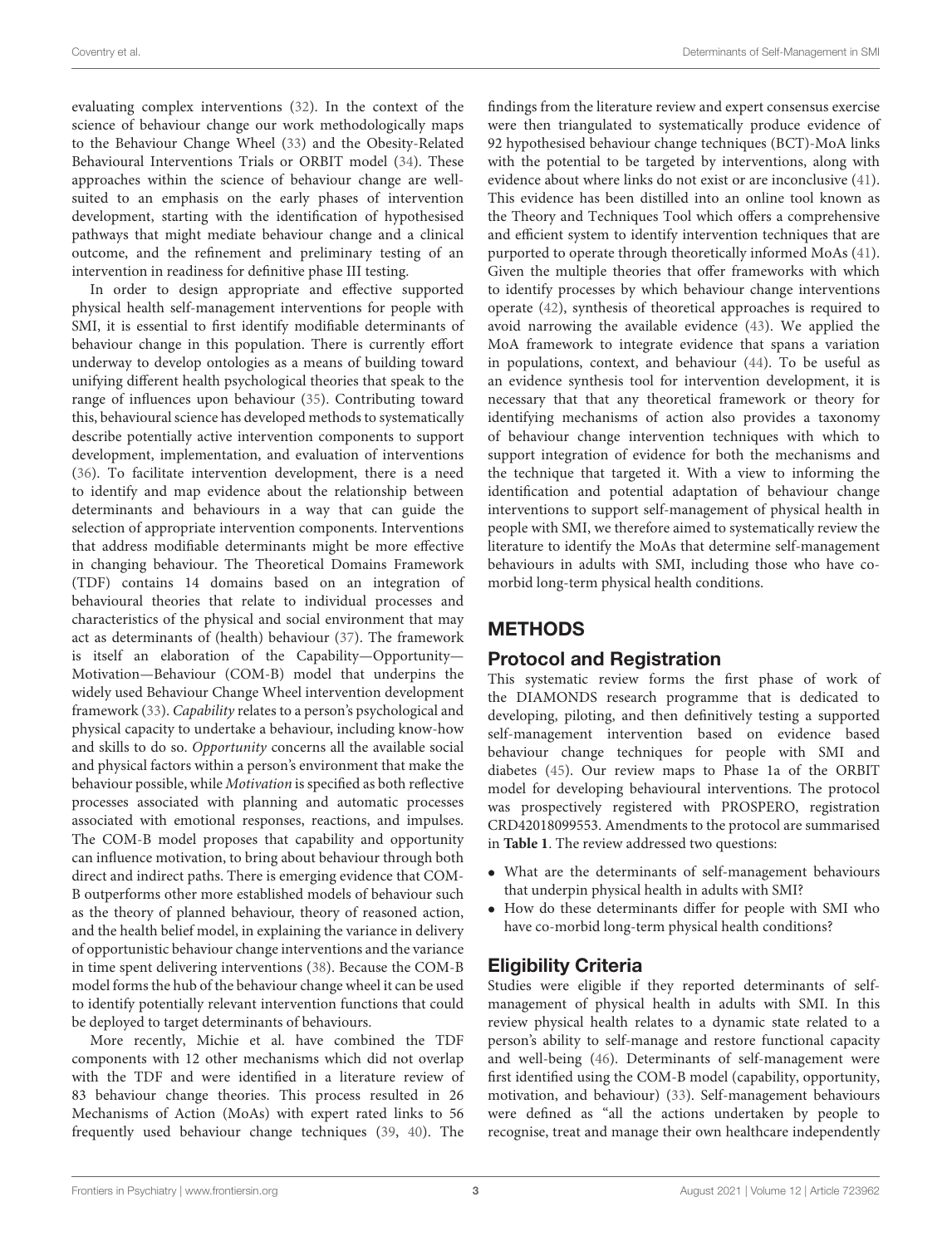evaluating complex interventions (32). In the context of the science of behaviour change our work methodologically maps to the Behaviour Change Wheel (33) and the Obesity-Related Behavioural Interventions Trials or ORBIT model (34). These approaches within the science of behaviour change are well-suited to an emphasis on the early phases of intervention development, starting with the identification of hypothesised pathways that might mediate behaviour change and a clinical outcome, and the refinement and preliminary testing of an intervention in readiness for definitive phase III testing.

In order to design appropriate and effective supported physical health self-management interventions for people with SMI, it is essential to first identify modifiable determinants of behaviour change in this population. There is currently effort underway to develop ontologies as a means of building toward unifying different health psychological theories that speak to the range of influences upon behaviour (35). Contributing toward this, behavioural science has developed methods to systematically describe potentially active intervention components to support development, implementation, and evaluation of interventions (36). To facilitate intervention development, there is a need to identify and map evidence about the relationship between determinants and behaviours in a way that can guide the selection of appropriate intervention components. Interventions that address modifiable determinants might be more effective in changing behaviour. The Theoretical Domains Framework (TDF) contains 14 domains based on an integration of behavioural theories that relate to individual processes and characteristics of the physical and social environment that may act as determinants of (health) behaviour (37). The framework is itself an elaboration of the Capability—Opportunity—Motivation—Behaviour (COM-B) model that underpins the widely used Behaviour Change Wheel intervention development framework (33). *Capability* relates to a person's psychological and physical capacity to undertake a behaviour, including know-how and skills to do so. *Opportunity* concerns all the available social and physical factors within a person's environment that make the behaviour possible, while *Motivation* is specified as both reflective processes associated with planning and automatic processes associated with emotional responses, reactions, and impulses. The COM-B model proposes that capability and opportunity can influence motivation, to bring about behaviour through both direct and indirect paths. There is emerging evidence that COM-B outperforms other more established models of behaviour such as the theory of planned behaviour, theory of reasoned action, and the health belief model, in explaining the variance in delivery of opportunistic behaviour change interventions and the variance in time spent delivering interventions (38). Because the COM-B model forms the hub of the behaviour change wheel it can be used to identify potentially relevant intervention functions that could be deployed to target determinants of behaviours.

More recently, Michie et al. have combined the TDF components with 12 other mechanisms which did not overlap with the TDF and were identified in a literature review of 83 behaviour change theories. This process resulted in 26 Mechanisms of Action (MoAs) with expert rated links to 56 frequently used behaviour change techniques (39, 40). The findings from the literature review and expert consensus exercise were then triangulated to systematically produce evidence of 92 hypothesised behaviour change techniques (BCT)-MoA links with the potential to be targeted by interventions, along with evidence about where links do not exist or are inconclusive (41). This evidence has been distilled into an online tool known as the Theory and Techniques Tool which offers a comprehensive and efficient system to identify intervention techniques that are purported to operate through theoretically informed MoAs (41). Given the multiple theories that offer frameworks with which to identify processes by which behaviour change interventions operate (42), synthesis of theoretical approaches is required to avoid narrowing the available evidence (43). We applied the MoA framework to integrate evidence that spans a variation in populations, context, and behaviour (44). To be useful as an evidence synthesis tool for intervention development, it is necessary that that any theoretical framework or theory for identifying mechanisms of action also provides a taxonomy of behaviour change intervention techniques with which to support integration of evidence for both the mechanisms and the technique that targeted it. With a view to informing the identification and potential adaptation of behaviour change interventions to support self-management of physical health in people with SMI, we therefore aimed to systematically review the literature to identify the MoAs that determine self-management behaviours in adults with SMI, including those who have co-morbid long-term physical health conditions.

# METHODS

## Protocol and Registration

This systematic review forms the first phase of work of the DIAMONDS research programme that is dedicated to developing, piloting, and then definitively testing a supported self-management intervention based on evidence based behaviour change techniques for people with SMI and diabetes (45). Our review maps to Phase 1a of the ORBIT model for developing behavioural interventions. The protocol was prospectively registered with PROSPERO, registration CRD42018099553. Amendments to the protocol are summarised in **Table 1**. The review addressed two questions:

- What are the determinants of self-management behaviours that underpin physical health in adults with SMI?
- How do these determinants differ for people with SMI who have co-morbid long-term physical health conditions?

## Eligibility Criteria

Studies were eligible if they reported determinants of self-management of physical health in adults with SMI. In this review physical health relates to a dynamic state related to a person's ability to self-manage and restore functional capacity and well-being (46). Determinants of self-management were first identified using the COM-B model (capability, opportunity, motivation, and behaviour) (33). Self-management behaviours were defined as "all the actions undertaken by people to recognise, treat and manage their own healthcare independently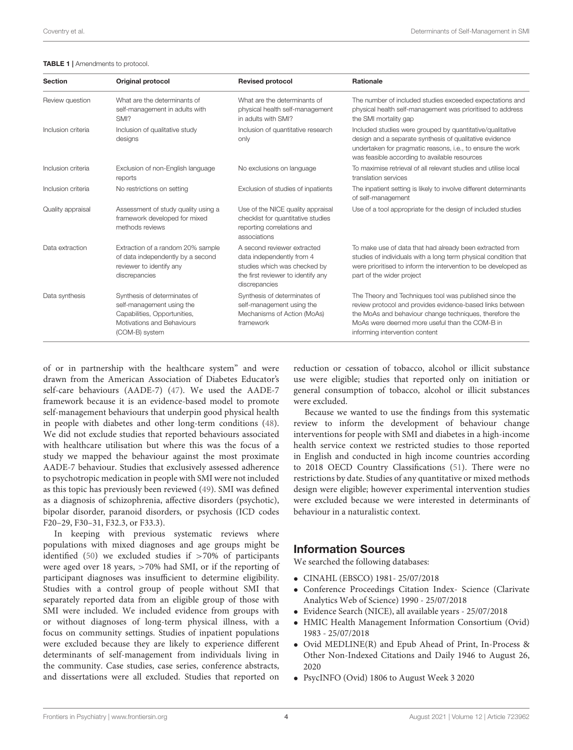**TABLE 1 |** Amendments to protocol.

| Section | Original protocol | Revised protocol | Rationale |
|---|---|---|---|
| Review question | What are the determinants of self-management in adults with SMI? | What are the determinants of physical health self-management in adults with SMI? | The number of included studies exceeded expectations and physical health self-management was prioritised to address the SMI mortality gap |
| Inclusion criteria | Inclusion of qualitative study designs | Inclusion of quantitative research only | Included studies were grouped by quantitative/qualitative design and a separate synthesis of qualitative evidence undertaken for pragmatic reasons, i.e., to ensure the work was feasible according to available resources |
| Inclusion criteria | Exclusion of non-English language reports | No exclusions on language | To maximise retrieval of all relevant studies and utilise local translation services |
| Inclusion criteria | No restrictions on setting | Exclusion of studies of inpatients | The inpatient setting is likely to involve different determinants of self-management |
| Quality appraisal | Assessment of study quality using a framework developed for mixed methods reviews | Use of the NICE quality appraisal checklist for quantitative studies reporting correlations and associations | Use of a tool appropriate for the design of included studies |
| Data extraction | Extraction of a random 20% sample of data independently by a second reviewer to identify any discrepancies | A second reviewer extracted data independently from 4 studies which was checked by the first reviewer to identify any discrepancies | To make use of data that had already been extracted from studies of individuals with a long term physical condition that were prioritised to inform the intervention to be developed as part of the wider project |
| Data synthesis | Synthesis of determinates of self-management using the Capabilities, Opportunities, Motivations and Behaviours (COM-B) system | Synthesis of determinates of self-management using the Mechanisms of Action (MoAs) framework | The Theory and Techniques tool was published since the review protocol and provides evidence-based links between the MoAs and behaviour change techniques, therefore the MoAs were deemed more useful than the COM-B in informing intervention content |

of or in partnership with the healthcare system" and were drawn from the American Association of Diabetes Educator's self-care behaviours (AADE-7) (47). We used the AADE-7 framework because it is an evidence-based model to promote self-management behaviours that underpin good physical health in people with diabetes and other long-term conditions (48). We did not exclude studies that reported behaviours associated with healthcare utilisation but where this was the focus of a study we mapped the behaviour against the most proximate AADE-7 behaviour. Studies that exclusively assessed adherence to psychotropic medication in people with SMI were not included as this topic has previously been reviewed (49). SMI was defined as a diagnosis of schizophrenia, affective disorders (psychotic), bipolar disorder, paranoid disorders, or psychosis (ICD codes F20–29, F30–31, F32.3, or F33.3).

In keeping with previous systematic reviews where populations with mixed diagnoses and age groups might be identified (50) we excluded studies if >70% of participants were aged over 18 years, >70% had SMI, or if the reporting of participant diagnoses was insufficient to determine eligibility. Studies with a control group of people without SMI that separately reported data from an eligible group of those with SMI were included. We included evidence from groups with or without diagnoses of long-term physical illness, with a focus on community settings. Studies of inpatient populations were excluded because they are likely to experience different determinants of self-management from individuals living in the community. Case studies, case series, conference abstracts, and dissertations were all excluded. Studies that reported on reduction or cessation of tobacco, alcohol or illicit substance use were eligible; studies that reported only on initiation or general consumption of tobacco, alcohol or illicit substances were excluded.

Because we wanted to use the findings from this systematic review to inform the development of behaviour change interventions for people with SMI and diabetes in a high-income health service context we restricted studies to those reported in English and conducted in high income countries according to 2018 OECD Country Classifications (51). There were no restrictions by date. Studies of any quantitative or mixed methods design were eligible; however experimental intervention studies were excluded because we were interested in determinants of behaviour in a naturalistic context.

## Information Sources

We searched the following databases:

- CINAHL (EBSCO) 1981- 25/07/2018
- Conference Proceedings Citation Index- Science (Clarivate Analytics Web of Science) 1990 - 25/07/2018
- Evidence Search (NICE), all available years - 25/07/2018
- HMIC Health Management Information Consortium (Ovid) 1983 - 25/07/2018
- Ovid MEDLINE(R) and Epub Ahead of Print, In-Process & Other Non-Indexed Citations and Daily 1946 to August 26, 2020
- PsycINFO (Ovid) 1806 to August Week 3 2020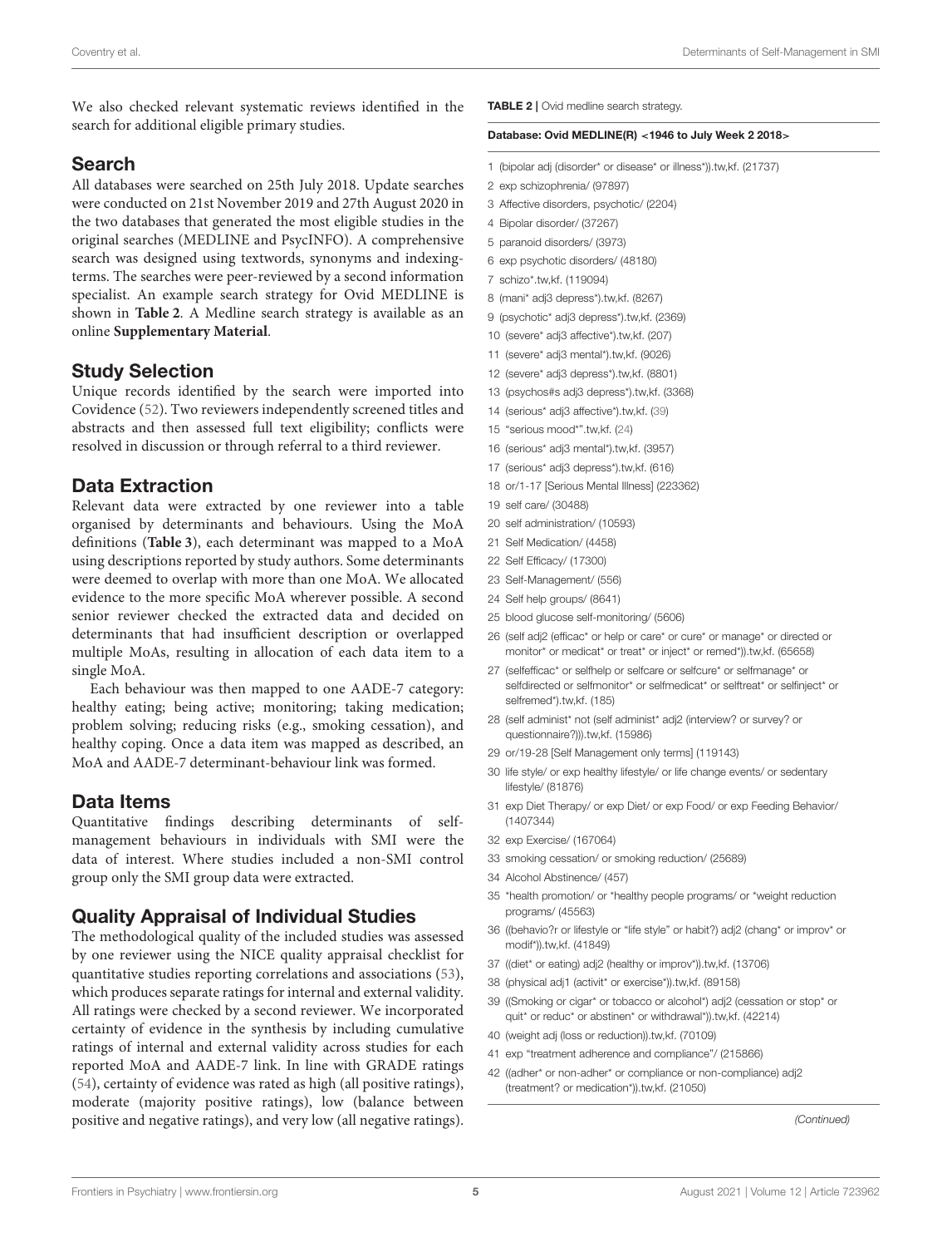We also checked relevant systematic reviews identified in the search for additional eligible primary studies.

## Search

All databases were searched on 25th July 2018. Update searches were conducted on 21st November 2019 and 27th August 2020 in the two databases that generated the most eligible studies in the original searches (MEDLINE and PsycINFO). A comprehensive search was designed using textwords, synonyms and indexing-terms. The searches were peer-reviewed by a second information specialist. An example search strategy for Ovid MEDLINE is shown in **Table 2**. A Medline search strategy is available as an online **Supplementary Material**.

## Study Selection

Unique records identified by the search were imported into Covidence (52). Two reviewers independently screened titles and abstracts and then assessed full text eligibility; conflicts were resolved in discussion or through referral to a third reviewer.

## Data Extraction

Relevant data were extracted by one reviewer into a table organised by determinants and behaviours. Using the MoA definitions (**Table 3**), each determinant was mapped to a MoA using descriptions reported by study authors. Some determinants were deemed to overlap with more than one MoA. We allocated evidence to the more specific MoA wherever possible. A second senior reviewer checked the extracted data and decided on determinants that had insufficient description or overlapped multiple MoAs, resulting in allocation of each data item to a single MoA.

Each behaviour was then mapped to one AADE-7 category: healthy eating; being active; monitoring; taking medication; problem solving; reducing risks (e.g., smoking cessation), and healthy coping. Once a data item was mapped as described, an MoA and AADE-7 determinant-behaviour link was formed.

## Data Items

Quantitative findings describing determinants of self-management behaviours in individuals with SMI were the data of interest. Where studies included a non-SMI control group only the SMI group data were extracted.

## Quality Appraisal of Individual Studies

The methodological quality of the included studies was assessed by one reviewer using the NICE quality appraisal checklist for quantitative studies reporting correlations and associations (53), which produces separate ratings for internal and external validity. All ratings were checked by a second reviewer. We incorporated certainty of evidence in the synthesis by including cumulative ratings of internal and external validity across studies for each reported MoA and AADE-7 link. In line with GRADE ratings (54), certainty of evidence was rated as high (all positive ratings), moderate (majority positive ratings), low (balance between positive and negative ratings), and very low (all negative ratings).

**TABLE 2** | Ovid medline search strategy.

| Database: Ovid MEDLINE(R) <1946 to July Week 2 2018> |
|---|
| 1 (bipolar adj (disorder* or disease* or illness*)).tw,kf. (21737) |
| 2 exp schizophrenia/ (97897) |
| 3 Affective disorders, psychotic/ (2204) |
| 4 Bipolar disorder/ (37267) |
| 5 paranoid disorders/ (3973) |
| 6 exp psychotic disorders/ (48180) |
| 7 schizo*.tw,kf. (119094) |
| 8 (mani* adj3 depress*).tw,kf. (8267) |
| 9 (psychotic* adj3 depress*).tw,kf. (2369) |
| 10 (severe* adj3 affective*).tw,kf. (207) |
| 11 (severe* adj3 mental*).tw,kf. (9026) |
| 12 (severe* adj3 depress*).tw,kf. (8801) |
| 13 (psychos#s adj3 depress*).tw,kf. (3368) |
| 14 (serious* adj3 affective*).tw,kf. (39) |
| 15 "serious mood*".tw,kf. (24) |
| 16 (serious* adj3 mental*).tw,kf. (3957) |
| 17 (serious* adj3 depress*).tw,kf. (616) |
| 18 or/1-17 [Serious Mental Illness] (223362) |
| 19 self care/ (30488) |
| 20 self administration/ (10593) |
| 21 Self Medication/ (4458) |
| 22 Self Efficacy/ (17300) |
| 23 Self-Management/ (556) |
| 24 Self help groups/ (8641) |
| 25 blood glucose self-monitoring/ (5606) |
| 26 (self adj2 (efficac* or help or care* or cure* or manage* or directed or monitor* or medicat* or treat* or inject* or remed*)).tw,kf. (65658) |
| 27 (selfefficac* or selfhelp or selfcare or selfcure* or selfmanage* or selfdirected or selfmonitor* or selfmedicat* or selftreat* or selfinject* or selfremed*).tw,kf. (185) |
| 28 (self administ* not (self administ* adj2 (interview? or survey? or questionnaire?))).tw,kf. (15986) |
| 29 or/19-28 [Self Management only terms] (119143) |
| 30 life style/ or exp healthy lifestyle/ or life change events/ or sedentary lifestyle/ (81876) |
| 31 exp Diet Therapy/ or exp Diet/ or exp Food/ or exp Feeding Behavior/ (1407344) |
| 32 exp Exercise/ (167064) |
| 33 smoking cessation/ or smoking reduction/ (25689) |
| 34 Alcohol Abstinence/ (457) |
| 35 *health promotion/ or *healthy people programs/ or *weight reduction programs/ (45563) |
| 36 ((behavio?r or lifestyle or "life style" or habit?) adj2 (chang* or improv* or modif*)).tw,kf. (41849) |
| 37 ((diet* or eating) adj2 (healthy or improv*)).tw,kf. (13706) |
| 38 (physical adj1 (activit* or exercise*)).tw,kf. (89158) |
| 39 ((Smoking or cigar* or tobacco or alcohol*) adj2 (cessation or stop* or quit* or reduc* or abstinen* or withdrawal*)).tw,kf. (42214) |
| 40 (weight adj (loss or reduction)).tw,kf. (70109) |
| 41 exp "treatment adherence and compliance"/ (215866) |
| 42 ((adher* or non-adher* or compliance or non-compliance) adj2 (treatment? or medication*)).tw,kf. (21050) |

*(Continued)*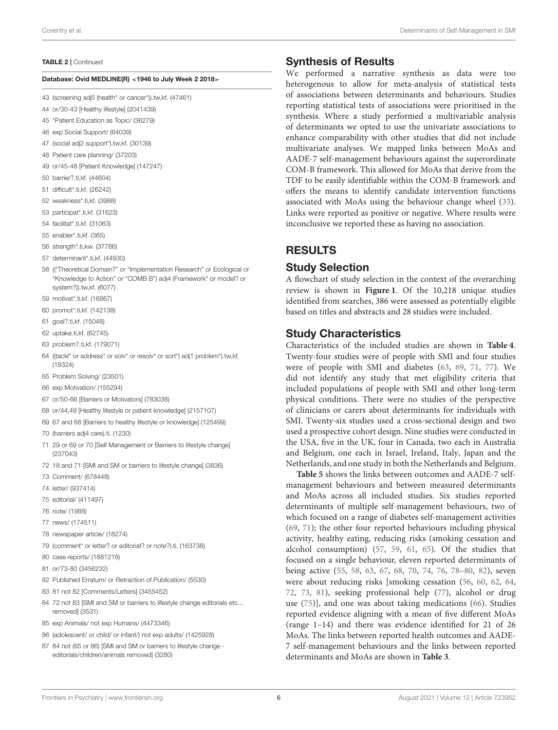**TABLE 2 |** Continued

**Database: Ovid MEDLINE(R) <1946 to July Week 2 2018>**

43 (screening adj5 (health* or cancer*)).tw,kf. (47461)

44 or/30-43 [Healthy lifestyle] (2041439)

45 *Patient Education as Topic/ (36279)

46 exp Social Support/ (64039)

47 (social adj2 support*).tw,kf. (30139)

48 Patient care planning/ (37203)

49 or/45-48 [Patient Knowledge] (147247)

50 barrier?.ti,kf. (44604)

51 difficult*.ti,kf. (26242)

52 weakness*.ti,kf. (3988)

53 participat*.ti,kf. (31623)

54 facilitat*.ti,kf. (31063)

55 enabler*.ti,kf. (365)

56 strength*.ti,kw. (37766)

57 determinant*.ti,kf. (44930)

58 (("Theoretical Domain?" or "Implementation Research" or Ecological or "Knowledge to Action" or "COMB B") adj4 (Framework* or model? or system?)).tw,kf. (6077)

59 motivat*.ti,kf. (16867)

60 promot*.ti,kf. (142138)

61 goal?.ti,kf. (15048)

62 uptake.ti,kf. (62745)

63 problem?.ti,kf. (179071)

64 ((tackl* or address* or solv* or resolv* or sort*) adj1 problem*).tw,kf. (18324)

65 Problem Solving/ (23501)

66 exp Motivation/ (155294)

67 or/50-66 [Barriers or Motivators] (783038)

68 or/44,49 [Healthy lifestyle or patient knowledge] (2157107)

69 67 and 68 [Barriers to healthy lifestyle or knowledge] (125499)

70 (barriers adj4 care).ti. (1230)

71 29 or 69 or 70 [Self Management or Barriers to lifestyle change] (237043)

72 18 and 71 [SMI and SM or barriers to lifestyle change] (3836)

73 Comment/ (678448)

74 letter/ (937414)

75 editorial/ (411497)

76 note/ (1988)

77 news/ (174511)

78 newspaper article/ (18274)

79 (comment* or letter? or editorial? or note?).ti. (163738)

80 case reports/ (1881218)

81 or/73-80 (3456232)

82 Published Erratum/ or Retraction of Publication/ (5530)

83 81 not 82 [Comments/Letters] (3455452)

84 72 not 83 [SMI and SM or barriers to lifestyle change editorials etc... removed] (3531)

85 exp Animals/ not exp Humans/ (4473346)

86 (adolescent/ or child/ or infant/) not exp adults/ (1425928)

87 84 not (85 or 86) [SMI and SM or barriers to lifestyle change - editorials/children/animals removed] (3280)

## Synthesis of Results

We performed a narrative synthesis as data were too heterogenous to allow for meta-analysis of statistical tests of associations between determinants and behaviours. Studies reporting statistical tests of associations were prioritised in the synthesis. Where a study performed a multivariable analysis of determinants we opted to use the univariate associations to enhance comparability with other studies that did not include multivariate analyses. We mapped links between MoAs and AADE-7 self-management behaviours against the superordinate COM-B framework. This allowed for MoAs that derive from the TDF to be easily identifiable within the COM-B framework and offers the means to identify candidate intervention functions associated with MoAs using the behaviour change wheel (33). Links were reported as positive or negative. Where results were inconclusive we reported these as having no association.

# RESULTS

## Study Selection

A flowchart of study selection in the context of the overarching review is shown in **Figure 1**. Of the 10,218 unique studies identified from searches, 386 were assessed as potentially eligible based on titles and abstracts and 28 studies were included.

## Study Characteristics

Characteristics of the included studies are shown in **Table 4**. Twenty-four studies were of people with SMI and four studies were of people with SMI and diabetes (63, 69, 71, 77). We did not identify any study that met eligibility criteria that included populations of people with SMI and other long-term physical conditions. There were no studies of the perspective of clinicians or carers about determinants for individuals with SMI. Twenty-six studies used a cross-sectional design and two used a prospective cohort design. Nine studies were conducted in the USA, five in the UK, four in Canada, two each in Australia and Belgium, one each in Israel, Ireland, Italy, Japan and the Netherlands, and one study in both the Netherlands and Belgium.

**Table 5** shows the links between outcomes and AADE-7 self-management behaviours and between measured determinants and MoAs across all included studies. Six studies reported determinants of multiple self-management behaviours, two of which focused on a range of diabetes self-management activities (69, 71); the other four reported behaviours including physical activity, healthy eating, reducing risks (smoking cessation and alcohol consumption) (57, 59, 61, 65). Of the studies that focused on a single behaviour, eleven reported determinants of being active (55, 58, 63, 67, 68, 70, 74, 76, 78–80, 82), seven were about reducing risks [smoking cessation (56, 60, 62, 64, 72, 73, 81), seeking professional help (77), alcohol or drug use (75)], and one was about taking medications (66). Studies reported evidence aligning with a mean of five different MoAs (range 1–14) and there was evidence identified for 21 of 26 MoAs. The links between reported health outcomes and AADE-7 self-management behaviours and the links between reported determinants and MoAs are shown in **Table 3**.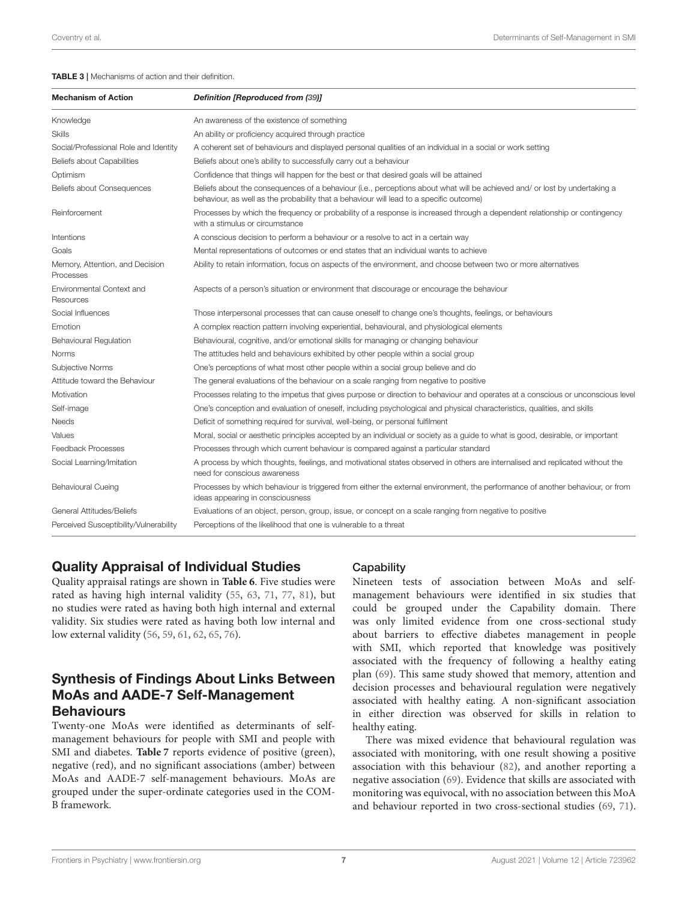**TABLE 3 |** Mechanisms of action and their definition.

| Mechanism of Action | *Definition [Reproduced from (39)]* |
|---|---|
| Knowledge | An awareness of the existence of something |
| Skills | An ability or proficiency acquired through practice |
| Social/Professional Role and Identity | A coherent set of behaviours and displayed personal qualities of an individual in a social or work setting |
| Beliefs about Capabilities | Beliefs about one's ability to successfully carry out a behaviour |
| Optimism | Confidence that things will happen for the best or that desired goals will be attained |
| Beliefs about Consequences | Beliefs about the consequences of a behaviour (i.e., perceptions about what will be achieved and/ or lost by undertaking a behaviour, as well as the probability that a behaviour will lead to a specific outcome) |
| Reinforcement | Processes by which the frequency or probability of a response is increased through a dependent relationship or contingency with a stimulus or circumstance |
| Intentions | A conscious decision to perform a behaviour or a resolve to act in a certain way |
| Goals | Mental representations of outcomes or end states that an individual wants to achieve |
| Memory, Attention, and Decision Processes | Ability to retain information, focus on aspects of the environment, and choose between two or more alternatives |
| Environmental Context and Resources | Aspects of a person's situation or environment that discourage or encourage the behaviour |
| Social Influences | Those interpersonal processes that can cause oneself to change one's thoughts, feelings, or behaviours |
| Emotion | A complex reaction pattern involving experiential, behavioural, and physiological elements |
| Behavioural Regulation | Behavioural, cognitive, and/or emotional skills for managing or changing behaviour |
| Norms | The attitudes held and behaviours exhibited by other people within a social group |
| Subjective Norms | One's perceptions of what most other people within a social group believe and do |
| Attitude toward the Behaviour | The general evaluations of the behaviour on a scale ranging from negative to positive |
| Motivation | Processes relating to the impetus that gives purpose or direction to behaviour and operates at a conscious or unconscious level |
| Self-image | One's conception and evaluation of oneself, including psychological and physical characteristics, qualities, and skills |
| Needs | Deficit of something required for survival, well-being, or personal fulfilment |
| Values | Moral, social or aesthetic principles accepted by an individual or society as a guide to what is good, desirable, or important |
| Feedback Processes | Processes through which current behaviour is compared against a particular standard |
| Social Learning/Imitation | A process by which thoughts, feelings, and motivational states observed in others are internalised and replicated without the need for conscious awareness |
| Behavioural Cueing | Processes by which behaviour is triggered from either the external environment, the performance of another behaviour, or from ideas appearing in consciousness |
| General Attitudes/Beliefs | Evaluations of an object, person, group, issue, or concept on a scale ranging from negative to positive |
| Perceived Susceptibility/Vulnerability | Perceptions of the likelihood that one is vulnerable to a threat |

## Quality Appraisal of Individual Studies

Quality appraisal ratings are shown in **Table 6**. Five studies were rated as having high internal validity (55, 63, 71, 77, 81), but no studies were rated as having both high internal and external validity. Six studies were rated as having both low internal and low external validity (56, 59, 61, 62, 65, 76).

## Synthesis of Findings About Links Between MoAs and AADE-7 Self-Management Behaviours

Twenty-one MoAs were identified as determinants of self-management behaviours for people with SMI and people with SMI and diabetes. **Table 7** reports evidence of positive (green), negative (red), and no significant associations (amber) between MoAs and AADE-7 self-management behaviours. MoAs are grouped under the super-ordinate categories used in the COM-B framework.

### Capability

Nineteen tests of association between MoAs and self-management behaviours were identified in six studies that could be grouped under the Capability domain. There was only limited evidence from one cross-sectional study about barriers to effective diabetes management in people with SMI, which reported that knowledge was positively associated with the frequency of following a healthy eating plan (69). This same study showed that memory, attention and decision processes and behavioural regulation were negatively associated with healthy eating. A non-significant association in either direction was observed for skills in relation to healthy eating.

There was mixed evidence that behavioural regulation was associated with monitoring, with one result showing a positive association with this behaviour (82), and another reporting a negative association (69). Evidence that skills are associated with monitoring was equivocal, with no association between this MoA and behaviour reported in two cross-sectional studies (69, 71).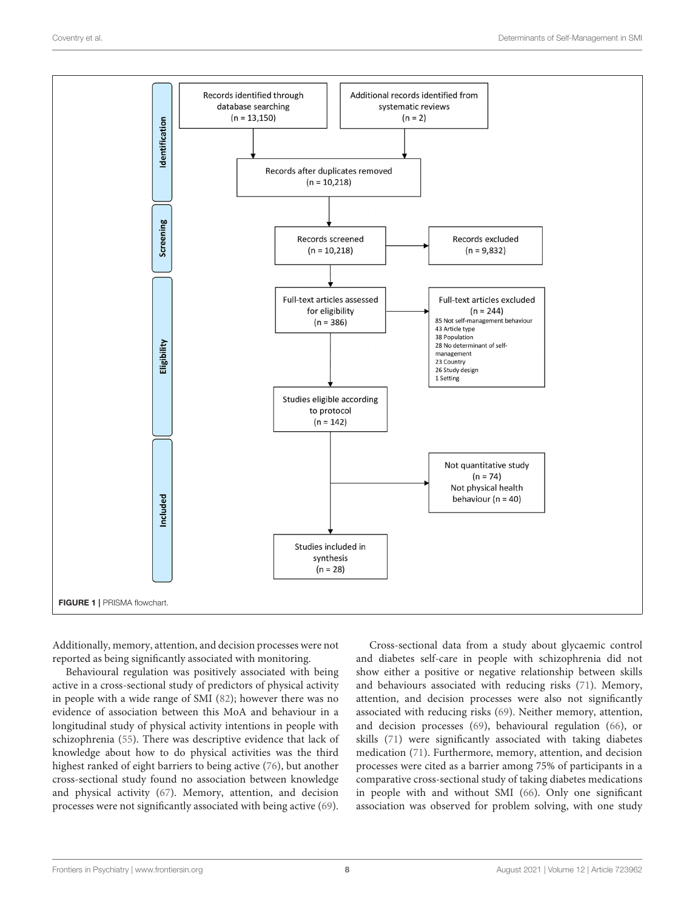**Identification**

- Records identified through database searching (n = 13,150)
- Additional records identified from systematic reviews (n = 2)
- Records after duplicates removed (n = 10,218)

**Screening**

- Records screened (n = 10,218)
- Records excluded (n = 9,832)

**Eligibility**

- Full-text articles assessed for eligibility (n = 386)
- Full-text articles excluded (n = 244)
  - 85 Not self-management behaviour
  - 43 Article type
  - 38 Population
  - 28 No determinant of self-management
  - 23 Country
  - 26 Study design
  - 1 Setting
- Studies eligible according to protocol (n = 142)

**Included**

- Not quantitative study (n = 74)
- Not physical health behaviour (n = 40)
- Studies included in synthesis (n = 28)

**FIGURE 1** | PRISMA flowchart.

Additionally, memory, attention, and decision processes were not reported as being significantly associated with monitoring.

Behavioural regulation was positively associated with being active in a cross-sectional study of predictors of physical activity in people with a wide range of SMI (82); however there was no evidence of association between this MoA and behaviour in a longitudinal study of physical activity intentions in people with schizophrenia (55). There was descriptive evidence that lack of knowledge about how to do physical activities was the third highest ranked of eight barriers to being active (76), but another cross-sectional study found no association between knowledge and physical activity (67). Memory, attention, and decision processes were not significantly associated with being active (69).

Cross-sectional data from a study about glycaemic control and diabetes self-care in people with schizophrenia did not show either a positive or negative relationship between skills and behaviours associated with reducing risks (71). Memory, attention, and decision processes were also not significantly associated with reducing risks (69). Neither memory, attention, and decision processes (69), behavioural regulation (66), or skills (71) were significantly associated with taking diabetes medication (71). Furthermore, memory, attention, and decision processes were cited as a barrier among 75% of participants in a comparative cross-sectional study of taking diabetes medications in people with and without SMI (66). Only one significant association was observed for problem solving, with one study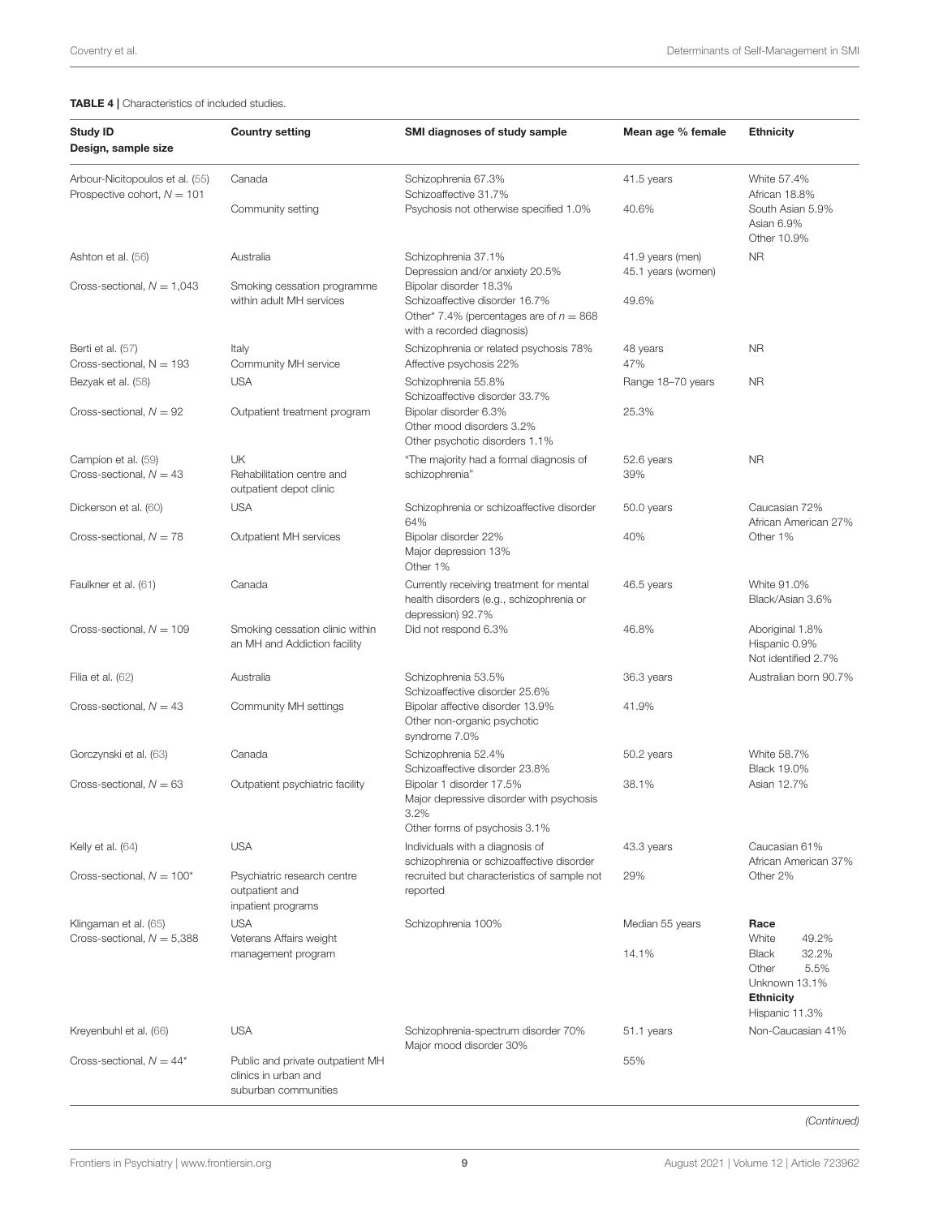**TABLE 4 |** Characteristics of included studies.

| Study ID<br>Design, sample size | Country setting | SMI diagnoses of study sample | Mean age % female | Ethnicity |
|---|---|---|---|---|
| Arbour-Nicitopoulos et al. (55)<br>Prospective cohort, $N = 101$ | Canada<br>Community setting | Schizophrenia 67.3%<br>Schizoaffective 31.7%<br>Psychosis not otherwise specified 1.0% | 41.5 years<br>40.6% | White 57.4%<br>African 18.8%<br>South Asian 5.9%<br>Asian 6.9%<br>Other 10.9% |
| Ashton et al. (56)<br>Cross-sectional, $N = 1,043$ | Australia<br>Smoking cessation programme within adult MH services | Schizophrenia 37.1%<br>Depression and/or anxiety 20.5%<br>Bipolar disorder 18.3%<br>Schizoaffective disorder 16.7%<br>Other* 7.4% (percentages are of $n = 868$ with a recorded diagnosis) | 41.9 years (men)<br>45.1 years (women)<br>49.6% | NR |
| Berti et al. (57)<br>Cross-sectional, N = 193 | Italy<br>Community MH service | Schizophrenia or related psychosis 78%<br>Affective psychosis 22% | 48 years<br>47% | NR |
| Bezyak et al. (58)<br>Cross-sectional, $N = 92$ | USA<br>Outpatient treatment program | Schizophrenia 55.8%<br>Schizoaffective disorder 33.7%<br>Bipolar disorder 6.3%<br>Other mood disorders 3.2%<br>Other psychotic disorders 1.1% | Range 18–70 years<br>25.3% | NR |
| Campion et al. (59)<br>Cross-sectional, $N = 43$ | UK<br>Rehabilitation centre and outpatient depot clinic | "The majority had a formal diagnosis of schizophrenia" | 52.6 years<br>39% | NR |
| Dickerson et al. (60)<br>Cross-sectional, $N = 78$ | USA<br>Outpatient MH services | Schizophrenia or schizoaffective disorder 64%<br>Bipolar disorder 22%<br>Major depression 13%<br>Other 1% | 50.0 years<br>40% | Caucasian 72%<br>African American 27%<br>Other 1% |
| Faulkner et al. (61)<br>Cross-sectional, $N = 109$ | Canada<br>Smoking cessation clinic within an MH and Addiction facility | Currently receiving treatment for mental health disorders (e.g., schizophrenia or depression) 92.7%<br>Did not respond 6.3% | 46.5 years<br>46.8% | White 91.0%<br>Black/Asian 3.6%<br>Aboriginal 1.8%<br>Hispanic 0.9%<br>Not identified 2.7% |
| Filia et al. (62)<br>Cross-sectional, $N = 43$ | Australia<br>Community MH settings | Schizophrenia 53.5%<br>Schizoaffective disorder 25.6%<br>Bipolar affective disorder 13.9%<br>Other non-organic psychotic syndrome 7.0% | 36.3 years<br>41.9% | Australian born 90.7% |
| Gorczynski et al. (63)<br>Cross-sectional, $N = 63$ | Canada<br>Outpatient psychiatric facility | Schizophrenia 52.4%<br>Schizoaffective disorder 23.8%<br>Bipolar 1 disorder 17.5%<br>Major depressive disorder with psychosis 3.2%<br>Other forms of psychosis 3.1% | 50.2 years<br>38.1% | White 58.7%<br>Black 19.0%<br>Asian 12.7% |
| Kelly et al. (64)<br>Cross-sectional, $N = 100$* | USA<br>Psychiatric research centre outpatient and inpatient programs | Individuals with a diagnosis of schizophrenia or schizoaffective disorder recruited but characteristics of sample not reported | 43.3 years<br>29% | Caucasian 61%<br>African American 37%<br>Other 2% |
| Klingaman et al. (65)<br>Cross-sectional, $N = 5,388$ | USA<br>Veterans Affairs weight management program | Schizophrenia 100% | Median 55 years<br>14.1% | **Race**<br>White 49.2%<br>Black 32.2%<br>Other 5.5%<br>Unknown 13.1%<br>**Ethnicity**<br>Hispanic 11.3% |
| Kreyenbuhl et al. (66)<br>Cross-sectional, $N = 44$* | USA<br>Public and private outpatient MH clinics in urban and suburban communities | Schizophrenia-spectrum disorder 70%<br>Major mood disorder 30% | 51.1 years<br>55% | Non-Caucasian 41% |

*(Continued)*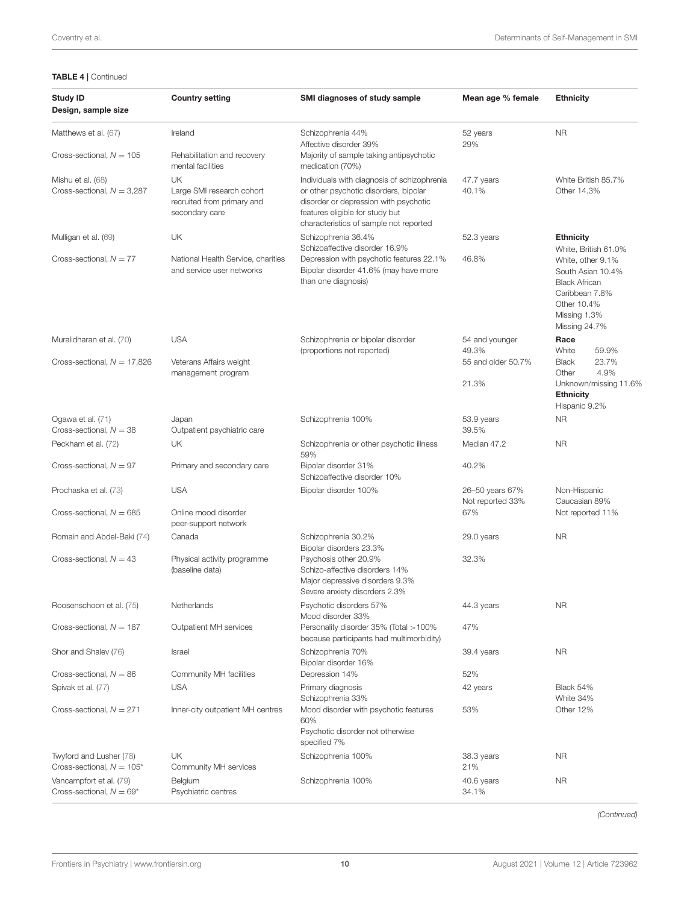**TABLE 4** | Continued

| Study ID<br>Design, sample size | Country setting | SMI diagnoses of study sample | Mean age % female | Ethnicity |
|---|---|---|---|---|
| Matthews et al. (67)<br>Cross-sectional, $N = 105$ | Ireland<br>Rehabilitation and recovery mental facilities | Schizophrenia 44%<br>Affective disorder 39%<br>Majority of sample taking antipsychotic medication (70%) | 52 years<br>29% | NR |
| Mishu et al. (68)<br>Cross-sectional, $N = 3,287$ | UK<br>Large SMI research cohort recruited from primary and secondary care | Individuals with diagnosis of schizophrenia or other psychotic disorders, bipolar disorder or depression with psychotic features eligible for study but characteristics of sample not reported | 47.7 years<br>40.1% | White British 85.7%<br>Other 14.3% |
| Mulligan et al. (69)<br>Cross-sectional, $N = 77$ | UK<br>National Health Service, charities and service user networks | Schizophrenia 36.4%<br>Schizoaffective disorder 16.9%<br>Depression with psychotic features 22.1%<br>Bipolar disorder 41.6% (may have more than one diagnosis) | 52.3 years<br>46.8% | **Ethnicity**<br>White, British 61.0%<br>White, other 9.1%<br>South Asian 10.4%<br>Black African Caribbean 7.8%<br>Other 10.4%<br>Missing 1.3%<br>Missing 24.7% |
| Muralidharan et al. (70)<br>Cross-sectional, $N = 17,826$ | USA<br>Veterans Affairs weight management program | Schizophrenia or bipolar disorder (proportions not reported) | 54 and younger 49.3%<br>55 and older 50.7%<br>21.3% | **Race**<br>White 59.9%<br>Black 23.7%<br>Other 4.9%<br>Unknown/missing 11.6%<br>**Ethnicity**<br>Hispanic 9.2% |
| Ogawa et al. (71)<br>Cross-sectional, $N = 38$ | Japan<br>Outpatient psychiatric care | Schizophrenia 100% | 53.9 years<br>39.5% | NR |
| Peckham et al. (72)<br>Cross-sectional, $N = 97$ | UK<br>Primary and secondary care | Schizophrenia or other psychotic illness 59%<br>Bipolar disorder 31%<br>Schizoaffective disorder 10% | Median 47.2<br>40.2% | NR |
| Prochaska et al. (73)<br>Cross-sectional, $N = 685$ | USA<br>Online mood disorder peer-support network | Bipolar disorder 100% | 26–50 years 67%<br>Not reported 33%<br>67% | Non-Hispanic Caucasian 89%<br>Not reported 11% |
| Romain and Abdel-Baki (74)<br>Cross-sectional, $N = 43$ | Canada<br>Physical activity programme (baseline data) | Schizophrenia 30.2%<br>Bipolar disorders 23.3%<br>Psychosis other 20.9%<br>Schizo-affective disorders 14%<br>Major depressive disorders 9.3%<br>Severe anxiety disorders 2.3% | 29.0 years<br>32.3% | NR |
| Roosenschoon et al. (75)<br>Cross-sectional, $N = 187$ | Netherlands<br>Outpatient MH services | Psychotic disorders 57%<br>Mood disorder 33%<br>Personality disorder 35% (Total >100% because participants had multimorbidity) | 44.3 years<br>47% | NR |
| Shor and Shalev (76)<br>Cross-sectional, $N = 86$ | Israel<br>Community MH facilities | Schizophrenia 70%<br>Bipolar disorder 16%<br>Depression 14% | 39.4 years<br>52% | NR |
| Spivak et al. (77)<br>Cross-sectional, $N = 271$ | USA<br>Inner-city outpatient MH centres | Primary diagnosis<br>Schizophrenia 33%<br>Mood disorder with psychotic features 60%<br>Psychotic disorder not otherwise specified 7% | 42 years<br>53% | Black 54%<br>White 34%<br>Other 12% |
| Twyford and Lusher (78)<br>Cross-sectional, $N = 105$* | UK<br>Community MH services | Schizophrenia 100% | 38.3 years<br>21% | NR |
| Vancampfort et al. (79)<br>Cross-sectional, $N = 69$* | Belgium<br>Psychiatric centres | Schizophrenia 100% | 40.6 years<br>34.1% | NR |

*(Continued)*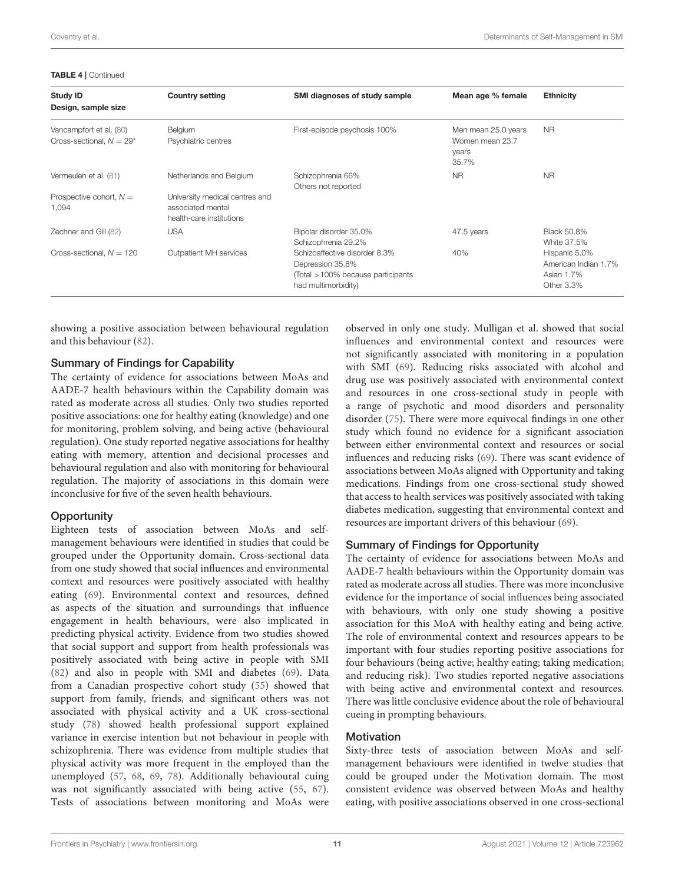**TABLE 4** | Continued

| Study ID<br>Design, sample size | Country setting | SMI diagnoses of study sample | Mean age % female | Ethnicity |
|---|---|---|---|---|
| Vancampfort et al. (80)<br>Cross-sectional, $N = 29$* | Belgium<br>Psychiatric centres | First-episode psychosis 100% | Men mean 25.0 years<br>Women mean 23.7 years<br>35.7% | NR |
| Vermeulen et al. (81)<br>Prospective cohort, $N =$ 1,094 | Netherlands and Belgium<br>University medical centres and associated mental health-care institutions | Schizophrenia 66%<br>Others not reported | NR | NR |
| Zechner and Gill (82)<br>Cross-sectional, $N = 120$ | USA<br>Outpatient MH services | Bipolar disorder 35.0%<br>Schizophrenia 29.2%<br>Schizoaffective disorder 8.3%<br>Depression 35.8%<br>(Total >100% because participants had multimorbidity) | 47.5 years<br>40% | Black 50.8%<br>White 37.5%<br>Hispanic 5.0%<br>American Indian 1.7%<br>Asian 1.7%<br>Other 3.3% |

showing a positive association between behavioural regulation and this behaviour (82).

### Summary of Findings for Capability

The certainty of evidence for associations between MoAs and AADE-7 health behaviours within the Capability domain was rated as moderate across all studies. Only two studies reported positive associations: one for healthy eating (knowledge) and one for monitoring, problem solving, and being active (behavioural regulation). One study reported negative associations for healthy eating with memory, attention and decisional processes and behavioural regulation and also with monitoring for behavioural regulation. The majority of associations in this domain were inconclusive for five of the seven health behaviours.

### Opportunity

Eighteen tests of association between MoAs and self-management behaviours were identified in studies that could be grouped under the Opportunity domain. Cross-sectional data from one study showed that social influences and environmental context and resources were positively associated with healthy eating (69). Environmental context and resources, defined as aspects of the situation and surroundings that influence engagement in health behaviours, were also implicated in predicting physical activity. Evidence from two studies showed that social support and support from health professionals was positively associated with being active in people with SMI (82) and also in people with SMI and diabetes (69). Data from a Canadian prospective cohort study (55) showed that support from family, friends, and significant others was not associated with physical activity and a UK cross-sectional study (78) showed health professional support explained variance in exercise intention but not behaviour in people with schizophrenia. There was evidence from multiple studies that physical activity was more frequent in the employed than the unemployed (57, 68, 69, 78). Additionally behavioural cuing was not significantly associated with being active (55, 67). Tests of associations between monitoring and MoAs were observed in only one study. Mulligan et al. showed that social influences and environmental context and resources were not significantly associated with monitoring in a population with SMI (69). Reducing risks associated with alcohol and drug use was positively associated with environmental context and resources in one cross-sectional study in people with a range of psychotic and mood disorders and personality disorder (75). There were more equivocal findings in one other study which found no evidence for a significant association between either environmental context and resources or social influences and reducing risks (69). There was scant evidence of associations between MoAs aligned with Opportunity and taking medications. Findings from one cross-sectional study showed that access to health services was positively associated with taking diabetes medication, suggesting that environmental context and resources are important drivers of this behaviour (69).

### Summary of Findings for Opportunity

The certainty of evidence for associations between MoAs and AADE-7 health behaviours within the Opportunity domain was rated as moderate across all studies. There was more inconclusive evidence for the importance of social influences being associated with behaviours, with only one study showing a positive association for this MoA with healthy eating and being active. The role of environmental context and resources appears to be important with four studies reporting positive associations for four behaviours (being active; healthy eating; taking medication; and reducing risk). Two studies reported negative associations with being active and environmental context and resources. There was little conclusive evidence about the role of behavioural cueing in prompting behaviours.

### Motivation

Sixty-three tests of association between MoAs and self-management behaviours were identified in twelve studies that could be grouped under the Motivation domain. The most consistent evidence was observed between MoAs and healthy eating, with positive associations observed in one cross-sectional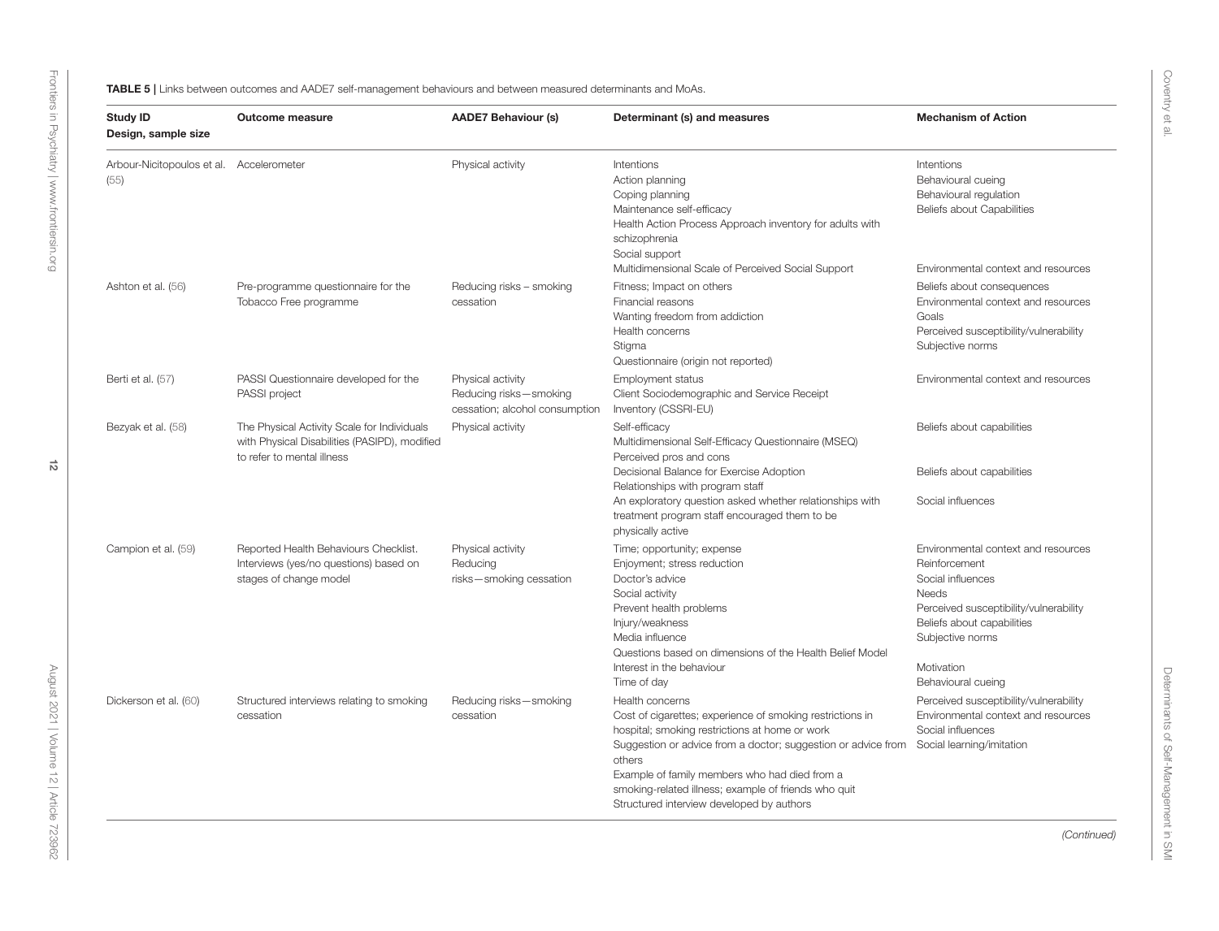**TABLE 5 |** Links between outcomes and AADE7 self-management behaviours and between measured determinants and MoAs.

| Study ID<br>Design, sample size | Outcome measure | AADE7 Behaviour (s) | Determinant (s) and measures | Mechanism of Action |
|---|---|---|---|---|
| Arbour-Nicitopoulos et al. (55) | Accelerometer | Physical activity | Intentions<br>Action planning<br>Coping planning<br>Maintenance self-efficacy<br>Health Action Process Approach inventory for adults with schizophrenia<br>Social support<br>Multidimensional Scale of Perceived Social Support | Intentions<br>Behavioural cueing<br>Behavioural regulation<br>Beliefs about Capabilities<br><br><br><br>Environmental context and resources |
| Ashton et al. (56) | Pre-programme questionnaire for the Tobacco Free programme | Reducing risks – smoking cessation | Fitness; Impact on others<br>Financial reasons<br>Wanting freedom from addiction<br>Health concerns<br>Stigma<br>Questionnaire (origin not reported) | Beliefs about consequences<br>Environmental context and resources<br>Goals<br>Perceived susceptibility/vulnerability<br>Subjective norms |
| Berti et al. (57) | PASSI Questionnaire developed for the PASSI project | Physical activity<br>Reducing risks—smoking cessation; alcohol consumption | Employment status<br>Client Sociodemographic and Service Receipt Inventory (CSSRI-EU) | Environmental context and resources |
| Bezyak et al. (58) | The Physical Activity Scale for Individuals with Physical Disabilities (PASIPD), modified to refer to mental illness | Physical activity | Self-efficacy<br>Multidimensional Self-Efficacy Questionnaire (MSEQ)<br>Perceived pros and cons<br>Decisional Balance for Exercise Adoption<br>Relationships with program staff<br>An exploratory question asked whether relationships with treatment program staff encouraged them to be physically active | Beliefs about capabilities<br><br><br>Beliefs about capabilities<br><br>Social influences |
| Campion et al. (59) | Reported Health Behaviours Checklist. Interviews (yes/no questions) based on stages of change model | Physical activity<br>Reducing risks—smoking cessation | Time; opportunity; expense<br>Enjoyment; stress reduction<br>Doctor's advice<br>Social activity<br>Prevent health problems<br>Injury/weakness<br>Media influence<br>Questions based on dimensions of the Health Belief Model<br>Interest in the behaviour<br>Time of day | Environmental context and resources<br>Reinforcement<br>Social influences<br>Needs<br>Perceived susceptibility/vulnerability<br>Beliefs about capabilities<br>Subjective norms<br><br>Motivation<br>Behavioural cueing |
| Dickerson et al. (60) | Structured interviews relating to smoking cessation | Reducing risks—smoking cessation | Health concerns<br>Cost of cigarettes; experience of smoking restrictions in hospital; smoking restrictions at home or work<br>Suggestion or advice from a doctor; suggestion or advice from others<br>Example of family members who had died from a smoking-related illness; example of friends who quit<br>Structured interview developed by authors | Perceived susceptibility/vulnerability<br>Environmental context and resources<br>Social influences<br>Social learning/imitation |

*(Continued)*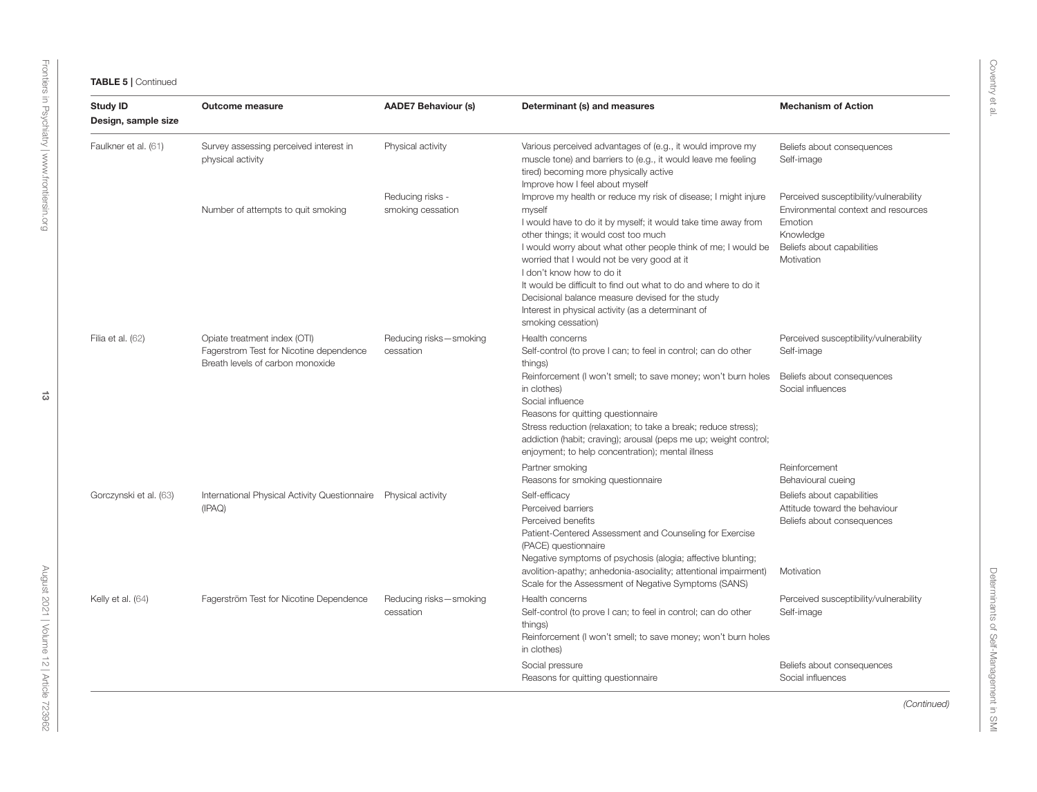**TABLE 5** | Continued

| Study ID<br>Design, sample size | Outcome measure | AADE7 Behaviour (s) | Determinant (s) and measures | Mechanism of Action |
|---|---|---|---|---|
| Faulkner et al. (61) | Survey assessing perceived interest in physical activity | Physical activity | Various perceived advantages of (e.g., it would improve my muscle tone) and barriers to (e.g., it would leave me feeling tired) becoming more physically active<br>Improve how I feel about myself | Beliefs about consequences<br>Self-image |
| | Number of attempts to quit smoking | Reducing risks - smoking cessation | Improve my health or reduce my risk of disease; I might injure myself<br>I would have to do it by myself; it would take time away from other things; it would cost too much<br>I would worry about what other people think of me; I would be worried that I would not be very good at it<br>I don't know how to do it<br>It would be difficult to find out what to do and where to do it<br>Decisional balance measure devised for the study<br>Interest in physical activity (as a determinant of smoking cessation) | Perceived susceptibility/vulnerability<br>Environmental context and resources<br>Emotion<br>Knowledge<br>Beliefs about capabilities<br>Motivation |
| Filia et al. (62) | Opiate treatment index (OTI)<br>Fagerstrom Test for Nicotine dependence<br>Breath levels of carbon monoxide | Reducing risks—smoking cessation | Health concerns<br>Self-control (to prove I can; to feel in control; can do other things)<br>Reinforcement (I won't smell; to save money; won't burn holes in clothes)<br>Social influence<br>Reasons for quitting questionnaire<br>Stress reduction (relaxation; to take a break; reduce stress); addiction (habit; craving); arousal (peps me up; weight control; enjoyment; to help concentration); mental illness | Perceived susceptibility/vulnerability<br>Self-image<br>Beliefs about consequences<br>Social influences |
| | | | Partner smoking<br>Reasons for smoking questionnaire | Reinforcement<br>Behavioural cueing |
| Gorczynski et al. (63) | International Physical Activity Questionnaire (IPAQ) | Physical activity | Self-efficacy<br>Perceived barriers<br>Perceived benefits<br>Patient-Centered Assessment and Counseling for Exercise (PACE) questionnaire | Beliefs about capabilities<br>Attitude toward the behaviour<br>Beliefs about consequences |
| | | | Negative symptoms of psychosis (alogia; affective blunting; avolition-apathy; anhedonia-asociality; attentional impairment)<br>Scale for the Assessment of Negative Symptoms (SANS) | Motivation |
| Kelly et al. (64) | Fagerström Test for Nicotine Dependence | Reducing risks—smoking cessation | Health concerns<br>Self-control (to prove I can; to feel in control; can do other things)<br>Reinforcement (I won't smell; to save money; won't burn holes in clothes) | Perceived susceptibility/vulnerability<br>Self-image |
| | | | Social pressure<br>Reasons for quitting questionnaire | Beliefs about consequences<br>Social influences |

*(Continued)*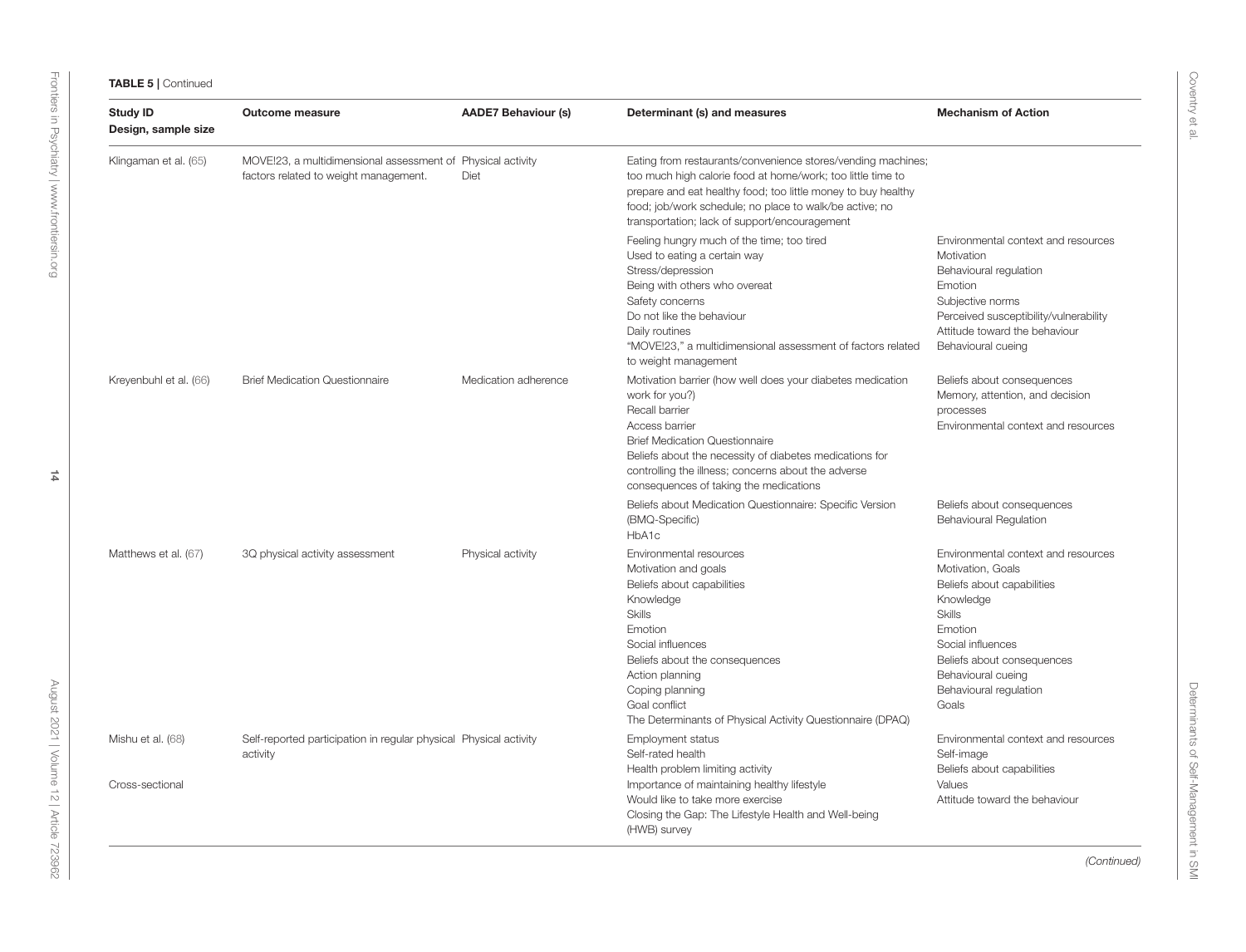**TABLE 5 |** Continued

| Study ID<br>Design, sample size | Outcome measure | AADE7 Behaviour (s) | Determinant (s) and measures | Mechanism of Action |
|---|---|---|---|---|
| Klingaman et al. (65) | MOVE!23, a multidimensional assessment of factors related to weight management. | Physical activity<br>Diet | Eating from restaurants/convenience stores/vending machines; too much high calorie food at home/work; too little time to prepare and eat healthy food; too little money to buy healthy food; job/work schedule; no place to walk/be active; no transportation; lack of support/encouragement | |
| | | | Feeling hungry much of the time; too tired<br>Used to eating a certain way<br>Stress/depression<br>Being with others who overeat<br>Safety concerns<br>Do not like the behaviour<br>Daily routines<br>"MOVE!23," a multidimensional assessment of factors related to weight management | Environmental context and resources<br>Motivation<br>Behavioural regulation<br>Emotion<br>Subjective norms<br>Perceived susceptibility/vulnerability<br>Attitude toward the behaviour<br>Behavioural cueing |
| Kreyenbuhl et al. (66) | Brief Medication Questionnaire | Medication adherence | Motivation barrier (how well does your diabetes medication work for you?)<br>Recall barrier<br>Access barrier<br>Brief Medication Questionnaire<br>Beliefs about the necessity of diabetes medications for controlling the illness; concerns about the adverse consequences of taking the medications | Beliefs about consequences<br>Memory, attention, and decision processes<br>Environmental context and resources |
| | | | Beliefs about Medication Questionnaire: Specific Version (BMQ-Specific)<br>HbA1c | Beliefs about consequences<br>Behavioural Regulation |
| Matthews et al. (67) | 3Q physical activity assessment | Physical activity | Environmental resources<br>Motivation and goals<br>Beliefs about capabilities<br>Knowledge<br>Skills<br>Emotion<br>Social influences<br>Beliefs about the consequences<br>Action planning<br>Coping planning<br>Goal conflict<br>The Determinants of Physical Activity Questionnaire (DPAQ) | Environmental context and resources<br>Motivation, Goals<br>Beliefs about capabilities<br>Knowledge<br>Skills<br>Emotion<br>Social influences<br>Beliefs about consequences<br>Behavioural cueing<br>Behavioural regulation<br>Goals |
| Mishu et al. (68)<br><br>Cross-sectional | Self-reported participation in regular physical activity | Physical activity | Employment status<br>Self-rated health<br>Health problem limiting activity<br>Importance of maintaining healthy lifestyle<br>Would like to take more exercise<br>Closing the Gap: The Lifestyle Health and Well-being (HWB) survey | Environmental context and resources<br>Self-image<br>Beliefs about capabilities<br>Values<br>Attitude toward the behaviour |

*(Continued)*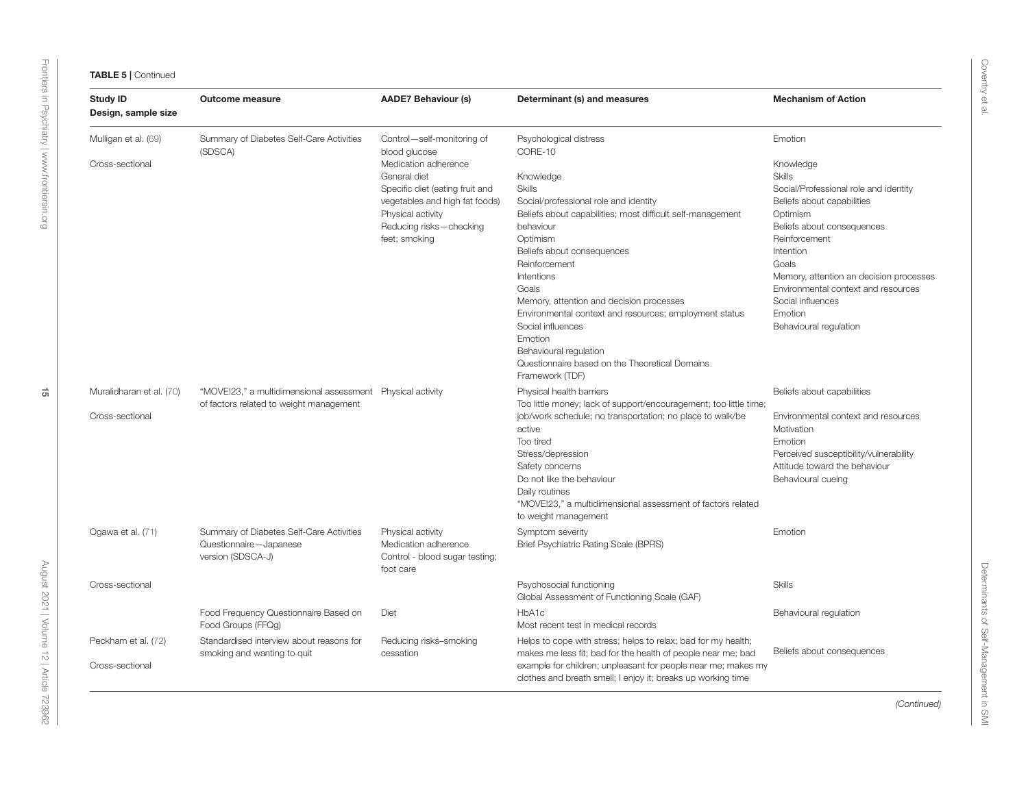**TABLE 5** | Continued

| Study ID<br>Design, sample size | Outcome measure | AADE7 Behaviour (s) | Determinant (s) and measures | Mechanism of Action |
|---|---|---|---|---|
| Mulligan et al. (69)<br><br>Cross-sectional | Summary of Diabetes Self-Care Activities (SDSCA) | Control—self-monitoring of blood glucose<br>Medication adherence<br>General diet<br>Specific diet (eating fruit and vegetables and high fat foods)<br>Physical activity<br>Reducing risks—checking feet; smoking | Psychological distress<br>CORE-10<br><br>Knowledge<br>Skills<br>Social/professional role and identity<br>Beliefs about capabilities; most difficult self-management behaviour<br>Optimism<br>Beliefs about consequences<br>Reinforcement<br>Intentions<br>Goals<br>Memory, attention and decision processes<br>Environmental context and resources; employment status<br>Social influences<br>Emotion<br>Behavioural regulation<br>Questionnaire based on the Theoretical Domains Framework (TDF) | Emotion<br><br>Knowledge<br>Skills<br>Social/Professional role and identity<br>Beliefs about capabilities<br>Optimism<br>Beliefs about consequences<br>Reinforcement<br>Intention<br>Goals<br>Memory, attention an decision processes<br>Environmental context and resources<br>Social influences<br>Emotion<br>Behavioural regulation |
| Muralidharan et al. (70)<br><br>Cross-sectional | "MOVE!23," a multidimensional assessment of factors related to weight management | Physical activity | Physical health barriers<br>Too little money; lack of support/encouragement; too little time; job/work schedule; no transportation; no place to walk/be active<br>Too tired<br>Stress/depression<br>Safety concerns<br>Do not like the behaviour<br>Daily routines<br>"MOVE!23," a multidimensional assessment of factors related to weight management | Beliefs about capabilities<br><br>Environmental context and resources<br>Motivation<br>Emotion<br>Perceived susceptibility/vulnerability<br>Attitude toward the behaviour<br>Behavioural cueing |
| Ogawa et al. (71)<br><br>Cross-sectional | Summary of Diabetes Self-Care Activities Questionnaire—Japanese version (SDSCA-J) | Physical activity<br>Medication adherence<br>Control - blood sugar testing; foot care | Symptom severity<br>Brief Psychiatric Rating Scale (BPRS) | Emotion |
| | | | Psychosocial functioning<br>Global Assessment of Functioning Scale (GAF) | Skills |
| | Food Frequency Questionnaire Based on Food Groups (FFQg) | Diet | HbA1c<br>Most recent test in medical records | Behavioural regulation |
| Peckham et al. (72)<br><br>Cross-sectional | Standardised interview about reasons for smoking and wanting to quit | Reducing risks–smoking cessation | Helps to cope with stress; helps to relax; bad for my health; makes me less fit; bad for the health of people near me; bad example for children; unpleasant for people near me; makes my clothes and breath smell; I enjoy it; breaks up working time | Beliefs about consequences |

*(Continued)*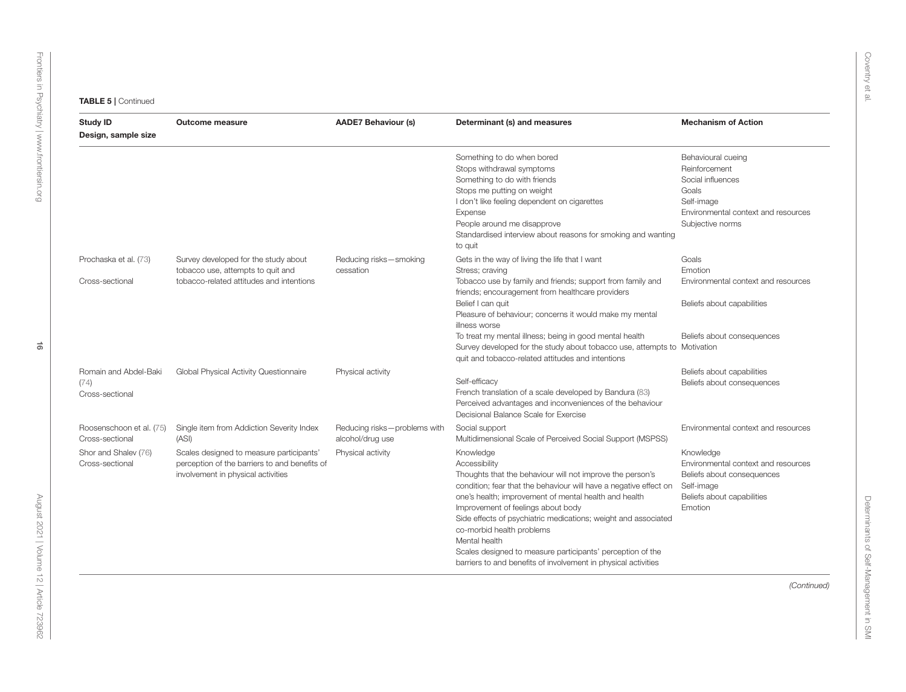**TABLE 5 |** Continued

| Study ID<br>Design, sample size | Outcome measure | AADE7 Behaviour (s) | Determinant (s) and measures | Mechanism of Action |
|---|---|---|---|---|
| | | | Something to do when bored<br>Stops withdrawal symptoms<br>Something to do with friends<br>Stops me putting on weight<br>I don't like feeling dependent on cigarettes<br>Expense<br>People around me disapprove<br>Standardised interview about reasons for smoking and wanting to quit | Behavioural cueing<br>Reinforcement<br>Social influences<br>Goals<br>Self-image<br>Environmental context and resources<br>Subjective norms |
| Prochaska et al. (73)<br>Cross-sectional | Survey developed for the study about tobacco use, attempts to quit and tobacco-related attitudes and intentions | Reducing risks—smoking cessation | Gets in the way of living the life that I want<br>Stress; craving<br>Tobacco use by family and friends; support from family and friends; encouragement from healthcare providers<br>Belief I can quit<br>Pleasure of behaviour; concerns it would make my mental illness worse<br>To treat my mental illness; being in good mental health<br>Survey developed for the study about tobacco use, attempts to quit and tobacco-related attitudes and intentions | Goals<br>Emotion<br>Environmental context and resources<br>Beliefs about capabilities<br>Beliefs about consequences<br>Motivation |
| Romain and Abdel-Baki (74)<br>Cross-sectional | Global Physical Activity Questionnaire | Physical activity | Self-efficacy<br>French translation of a scale developed by Bandura (83)<br>Perceived advantages and inconveniences of the behaviour<br>Decisional Balance Scale for Exercise | Beliefs about capabilities<br>Beliefs about consequences |
| Roosenschoon et al. (75)<br>Cross-sectional | Single item from Addiction Severity Index (ASI) | Reducing risks—problems with alcohol/drug use | Social support<br>Multidimensional Scale of Perceived Social Support (MSPSS) | Environmental context and resources |
| Shor and Shalev (76)<br>Cross-sectional | Scales designed to measure participants' perception of the barriers to and benefits of involvement in physical activities | Physical activity | Knowledge<br>Accessibility<br>Thoughts that the behaviour will not improve the person's condition; fear that the behaviour will have a negative effect on one's health; improvement of mental health and health<br>Improvement of feelings about body<br>Side effects of psychiatric medications; weight and associated co-morbid health problems<br>Mental health<br>Scales designed to measure participants' perception of the barriers to and benefits of involvement in physical activities | Knowledge<br>Environmental context and resources<br>Beliefs about consequences<br>Self-image<br>Beliefs about capabilities<br>Emotion |

*(Continued)*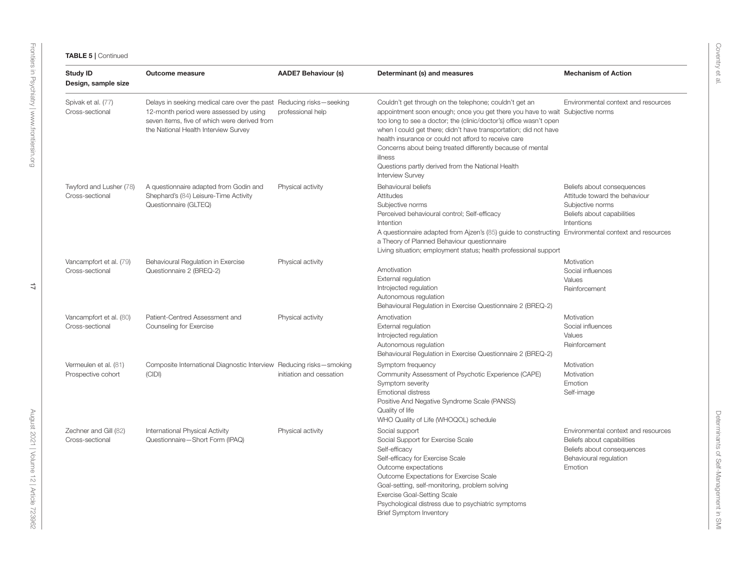**TABLE 5 |** Continued

| Study ID<br>Design, sample size | Outcome measure | AADE7 Behaviour (s) | Determinant (s) and measures | Mechanism of Action |
|---|---|---|---|---|
| Spivak et al. (77)<br>Cross-sectional | Delays in seeking medical care over the past 12-month period were assessed by using seven items, five of which were derived from the National Health Interview Survey | Reducing risks—seeking professional help | Couldn't get through on the telephone; couldn't get an appointment soon enough; once you get there you have to wait too long to see a doctor; the (clinic/doctor's) office wasn't open when I could get there; didn't have transportation; did not have health insurance or could not afford to receive care<br>Concerns about being treated differently because of mental illness<br>Questions partly derived from the National Health Interview Survey | Environmental context and resources<br>Subjective norms |
| Twyford and Lusher (78)<br>Cross-sectional | A questionnaire adapted from Godin and Shephard's (84) Leisure-Time Activity Questionnaire (GLTEQ) | Physical activity | Behavioural beliefs<br>Attitudes<br>Subjective norms<br>Perceived behavioural control; Self-efficacy<br>Intention<br>A questionnaire adapted from Ajzen's (85) guide to constructing a Theory of Planned Behaviour questionnaire<br>Living situation; employment status; health professional support | Beliefs about consequences<br>Attitude toward the behaviour<br>Subjective norms<br>Beliefs about capabilities<br>Intentions<br>Environmental context and resources |
| Vancampfort et al. (79)<br>Cross-sectional | Behavioural Regulation in Exercise Questionnaire 2 (BREQ-2) | Physical activity | Amotivation<br>External regulation<br>Introjected regulation<br>Autonomous regulation<br>Behavioural Regulation in Exercise Questionnaire 2 (BREQ-2) | Motivation<br>Social influences<br>Values<br>Reinforcement |
| Vancampfort et al. (80)<br>Cross-sectional | Patient-Centred Assessment and Counseling for Exercise | Physical activity | Amotivation<br>External regulation<br>Introjected regulation<br>Autonomous regulation<br>Behavioural Regulation in Exercise Questionnaire 2 (BREQ-2) | Motivation<br>Social influences<br>Values<br>Reinforcement |
| Vermeulen et al. (81)<br>Prospective cohort | Composite International Diagnostic Interview (CIDI) | Reducing risks—smoking initiation and cessation | Symptom frequency<br>Community Assessment of Psychotic Experience (CAPE)<br>Symptom severity<br>Emotional distress<br>Positive And Negative Syndrome Scale (PANSS)<br>Quality of life<br>WHO Quality of Life (WHOQOL) schedule | Motivation<br>Motivation<br>Emotion<br>Self-image |
| Zechner and Gill (82)<br>Cross-sectional | International Physical Activity Questionnaire—Short Form (IPAQ) | Physical activity | Social support<br>Social Support for Exercise Scale<br>Self-efficacy<br>Self-efficacy for Exercise Scale<br>Outcome expectations<br>Outcome Expectations for Exercise Scale<br>Goal-setting, self-monitoring, problem solving<br>Exercise Goal-Setting Scale<br>Psychological distress due to psychiatric symptoms<br>Brief Symptom Inventory | Environmental context and resources<br>Beliefs about capabilities<br>Beliefs about consequences<br>Behavioural regulation<br>Emotion |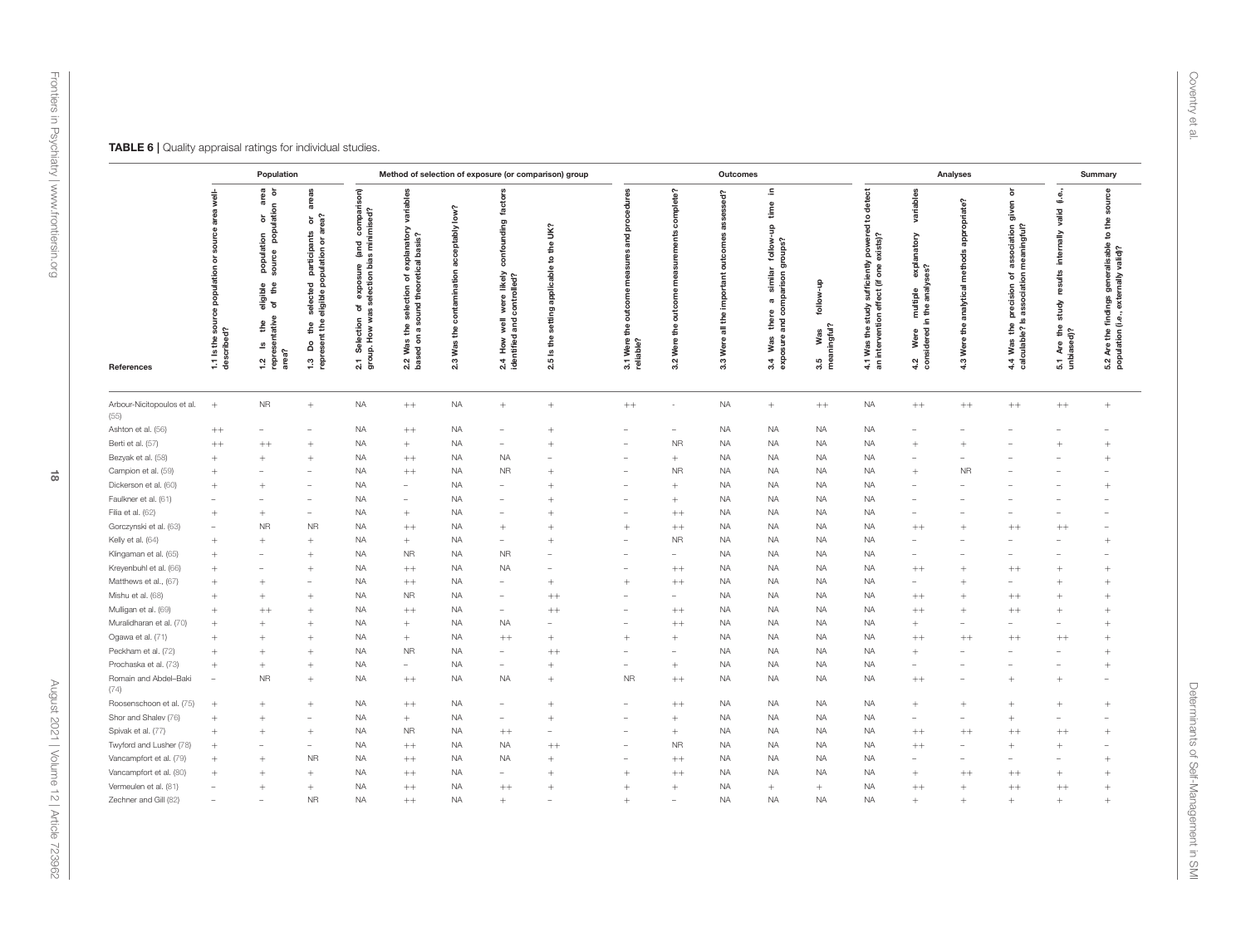**TABLE 6 |** Quality appraisal ratings for individual studies.

| References | Population | | | Method of selection of exposure (or comparison) group | | | | | Outcomes | | | | | Analyses | | | | | Summary | |
|---|---|---|---|---|---|---|---|---|---|---|---|---|---|---|---|---|---|---|---|---|
| | 1.1 Is the source population or source area well-described? | 1.2 Is the eligible population or area representative of the source population or area? | 1.3 Do the selected participants or areas represent the eligible population or area? | 2.1 Selection of exposure (and comparison) group. How was selection bias minimised? | 2.2 Was the selection of explanatory variables based on a sound theoretical basis? | 2.3 Was the contamination acceptably low? | 2.4 How well were likely confounding factors identified and controlled? | 2.5 Is the setting applicable to the UK? | 3.1 Were the outcome measures and procedures reliable? | 3.2 Were the outcome measurements complete? | 3.3 Were all the important outcomes assessed? | 3.4 Was there a similar follow-up time in exposure and comparison groups? | 3.5 Was follow-up meaningful? | 4.1 Was the study sufficiently powered to detect an intervention effect (if one exists)? | 4.2 Were multiple explanatory variables considered in the analyses? | 4.3 Were the analytical methods appropriate? | 4.4 Was the precision of association given or calculable? Is association meaningful? | 5.1 Are the study results internally valid (i.e., unbiased)? | 5.2 Are the findings generalisable to the source population (i.e., externally valid)? |
| Arbour-Nicitopoulos et al. (55) | + | NR | + | NA | ++ | NA | + | + | ++ | - | NA | + | ++ | NA | ++ | ++ | ++ | ++ | + |
| Ashton et al. (56) | ++ | − | − | NA | ++ | NA | − | + | − | − | NA | NA | NA | NA | − | − | − | − | − |
| Berti et al. (57) | ++ | ++ | + | NA | + | NA | − | + | − | NR | NA | NA | NA | NA | + | + | − | + | + |
| Bezyak et al. (58) | + | + | + | NA | ++ | NA | NA | − | − | + | NA | NA | NA | NA | − | − | − | − | + |
| Campion et al. (59) | + | − | − | NA | ++ | NA | NR | + | − | NR | NA | NA | NA | NA | + | NR | − | − | − |
| Dickerson et al. (60) | + | + | − | NA | − | NA | − | + | − | + | NA | NA | NA | NA | − | − | − | − | + |
| Faulkner et al. (61) | − | − | − | NA | − | NA | − | + | − | + | NA | NA | NA | NA | − | − | − | − | − |
| Filia et al. (62) | + | + | − | NA | + | NA | − | + | − | ++ | NA | NA | NA | NA | − | − | − | − | − |
| Gorczynski et al. (63) | − | NR | NR | NA | ++ | NA | + | + | + | ++ | NA | NA | NA | NA | ++ | + | ++ | ++ | − |
| Kelly et al. (64) | + | + | + | NA | + | NA | − | + | − | NR | NA | NA | NA | NA | − | − | − | − | + |
| Klingaman et al. (65) | + | − | + | NA | NR | NA | NR | − | − | − | NA | NA | NA | NA | − | − | − | − | − |
| Kreyenbuhl et al. (66) | + | − | + | NA | ++ | NA | NA | − | − | ++ | NA | NA | NA | NA | ++ | + | ++ | + | + |
| Matthews et al., (67) | + | + | − | NA | ++ | NA | − | + | + | ++ | NA | NA | NA | NA | − | + | − | + | + |
| Mishu et al. (68) | + | + | + | NA | NR | NA | − | ++ | − | − | NA | NA | NA | NA | ++ | + | ++ | + | + |
| Mulligan et al. (69) | + | ++ | + | NA | ++ | NA | − | ++ | − | ++ | NA | NA | NA | NA | ++ | + | ++ | + | + |
| Muralidharan et al. (70) | + | + | + | NA | + | NA | NA | − | − | ++ | NA | NA | NA | NA | + | − | − | − | + |
| Ogawa et al. (71) | + | + | + | NA | + | NA | ++ | + | + | + | NA | NA | NA | NA | ++ | ++ | ++ | ++ | + |
| Peckham et al. (72) | + | + | + | NA | NR | NA | − | ++ | − | − | NA | NA | NA | NA | + | − | − | − | + |
| Prochaska et al. (73) | + | + | + | NA | − | NA | − | + | − | + | NA | NA | NA | NA | − | − | − | − | + |
| Romain and Abdel-Baki (74) | − | NR | + | NA | ++ | NA | NA | + | NR | ++ | NA | NA | NA | NA | ++ | − | + | + | − |
| Roosenschoon et al. (75) | + | + | + | NA | ++ | NA | − | + | − | ++ | NA | NA | NA | NA | + | + | + | + | + |
| Shor and Shalev (76) | + | + | − | NA | + | NA | − | + | − | + | NA | NA | NA | NA | − | − | + | − | − |
| Spivak et al. (77) | + | + | + | NA | NR | NA | ++ | − | − | + | NA | NA | NA | NA | ++ | ++ | ++ | ++ | + |
| Twyford and Lusher (78) | + | − | − | NA | ++ | NA | NA | ++ | − | NR | NA | NA | NA | NA | ++ | − | + | + | − |
| Vancampfort et al. (79) | + | + | NR | NA | ++ | NA | NA | + | − | ++ | NA | NA | NA | NA | − | − | − | − | + |
| Vancampfort et al. (80) | + | + | + | NA | ++ | NA | − | + | + | ++ | NA | NA | NA | NA | + | ++ | ++ | + | + |
| Vermeulen et al. (81) | − | + | + | NA | ++ | NA | ++ | + | + | + | NA | + | + | NA | ++ | + | ++ | ++ | + |
| Zechner and Gill (82) | − | − | NR | NA | ++ | NA | + | − | + | − | NA | NA | NA | NA | + | + | + | + | + |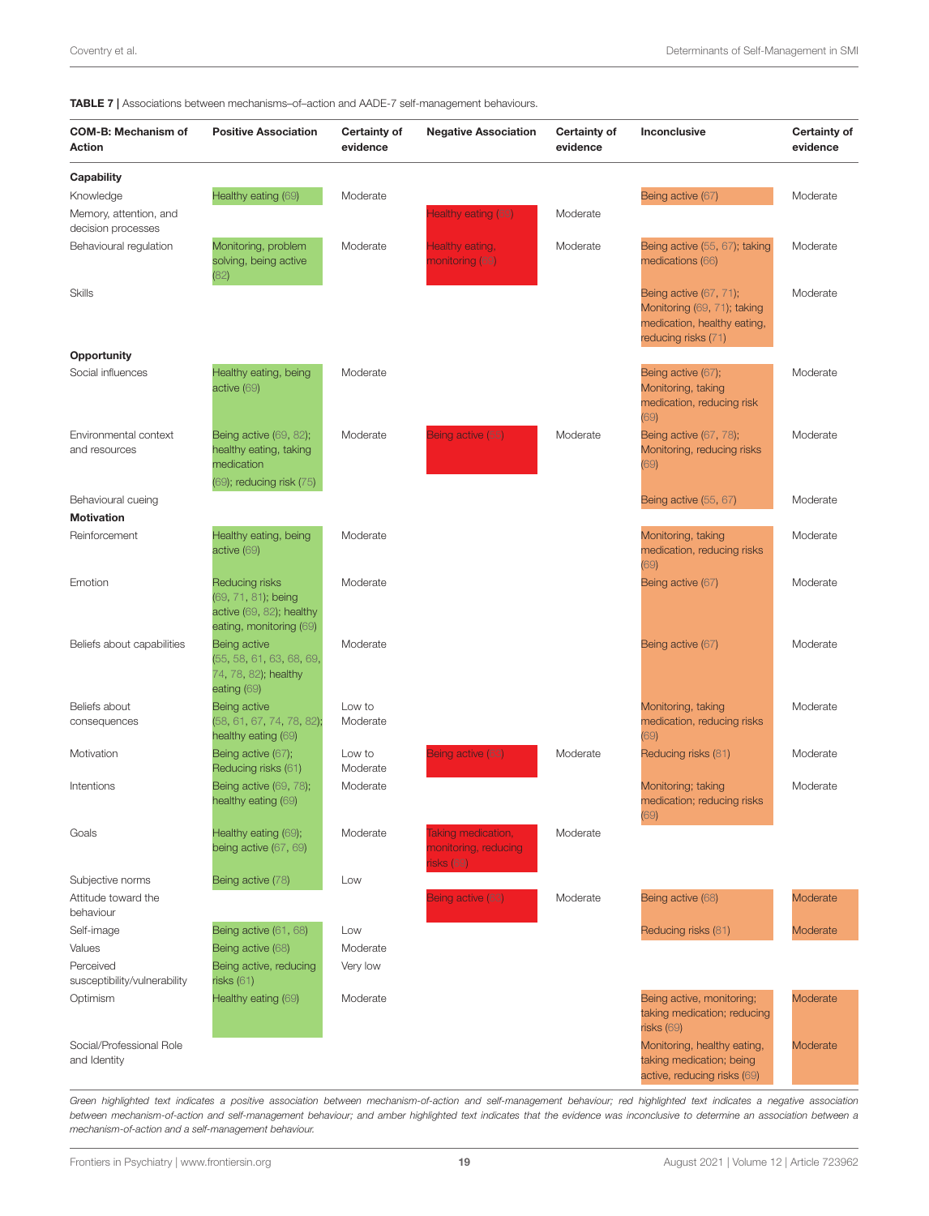**TABLE 7 |** Associations between mechanisms–of–action and AADE-7 self-management behaviours.

| COM-B: Mechanism of Action | Positive Association | Certainty of evidence | Negative Association | Certainty of evidence | Inconclusive | Certainty of evidence |
|---|---|---|---|---|---|---|
| **Capability** | | | | | | |
| Knowledge | Healthy eating (69) | Moderate | | | Being active (67) | Moderate |
| Memory, attention, and decision processes | | | Healthy eating (69) | Moderate | | |
| Behavioural regulation | Monitoring, problem solving, being active (82) | Moderate | Healthy eating, monitoring (69) | Moderate | Being active (55, 67); taking medications (66) | Moderate |
| Skills | | | | | Being active (67, 71); Monitoring (69, 71); taking medication, healthy eating, reducing risks (71) | Moderate |
| **Opportunity** | | | | | | |
| Social influences | Healthy eating, being active (69) | Moderate | | | Being active (67); Monitoring, taking medication, reducing risk (69) | Moderate |
| Environmental context and resources | Being active (69, 82); healthy eating, taking medication (69); reducing risk (75) | Moderate | Being active (67) | Moderate | Being active (67, 78); Monitoring, reducing risks (69) | Moderate |
| Behavioural cueing | | | | | Being active (55, 67) | Moderate |
| **Motivation** | | | | | | |
| Reinforcement | Healthy eating, being active (69) | Moderate | | | Monitoring, taking medication, reducing risks (69) | Moderate |
| Emotion | Reducing risks (69, 71, 81); being active (69, 82); healthy eating, monitoring (69) | Moderate | | | Being active (67) | Moderate |
| Beliefs about capabilities | Being active (55, 58, 61, 63, 68, 69, 74, 78, 82); healthy eating (69) | Moderate | | | Being active (67) | Moderate |
| Beliefs about consequences | Being active (58, 61, 67, 74, 78, 82); healthy eating (69) | Low to Moderate | | | Monitoring, taking medication, reducing risks (69) | Moderate |
| Motivation | Being active (67); Reducing risks (61) | Low to Moderate | Being active (69) | Moderate | Reducing risks (81) | Moderate |
| Intentions | Being active (69, 78); healthy eating (69) | Moderate | | | Monitoring; taking medication; reducing risks (69) | Moderate |
| Goals | Healthy eating (69); being active (67, 69) | Moderate | Taking medication, monitoring, reducing risks (69) | Moderate | | |
| Subjective norms | Being active (78) | Low | | | | |
| Attitude toward the behaviour | | | Being active (69) | Moderate | Being active (68) | Moderate |
| Self-image | Being active (61, 68) | Low | | | Reducing risks (81) | Moderate |
| Values | Being active (68) | Moderate | | | | |
| Perceived susceptibility/vulnerability | Being active, reducing risks (61) | Very low | | | | |
| Optimism | Healthy eating (69) | Moderate | | | Being active, monitoring; taking medication; reducing risks (69) | Moderate |
| Social/Professional Role and Identity | | | | | Monitoring, healthy eating, taking medication; being active, reducing risks (69) | Moderate |

*Green highlighted text indicates a positive association between mechanism-of-action and self-management behaviour; red highlighted text indicates a negative association between mechanism-of-action and self-management behaviour; and amber highlighted text indicates that the evidence was inconclusive to determine an association between a mechanism-of-action and a self-management behaviour.*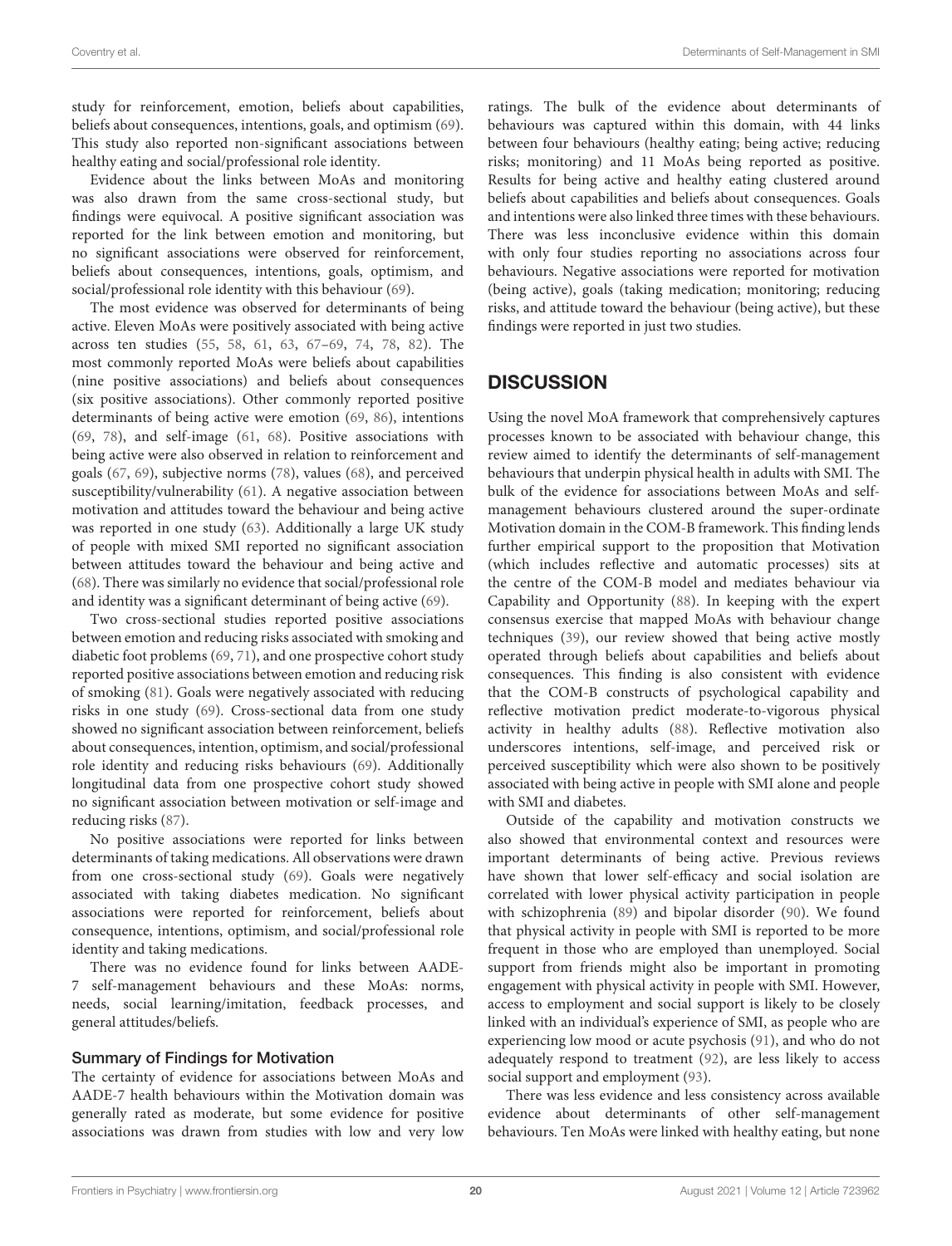study for reinforcement, emotion, beliefs about capabilities, beliefs about consequences, intentions, goals, and optimism (69). This study also reported non-significant associations between healthy eating and social/professional role identity.

Evidence about the links between MoAs and monitoring was also drawn from the same cross-sectional study, but findings were equivocal. A positive significant association was reported for the link between emotion and monitoring, but no significant associations were observed for reinforcement, beliefs about consequences, intentions, goals, optimism, and social/professional role identity with this behaviour (69).

The most evidence was observed for determinants of being active. Eleven MoAs were positively associated with being active across ten studies (55, 58, 61, 63, 67–69, 74, 78, 82). The most commonly reported MoAs were beliefs about capabilities (nine positive associations) and beliefs about consequences (six positive associations). Other commonly reported positive determinants of being active were emotion (69, 86), intentions (69, 78), and self-image (61, 68). Positive associations with being active were also observed in relation to reinforcement and goals (67, 69), subjective norms (78), values (68), and perceived susceptibility/vulnerability (61). A negative association between motivation and attitudes toward the behaviour and being active was reported in one study (63). Additionally a large UK study of people with mixed SMI reported no significant association between attitudes toward the behaviour and being active and (68). There was similarly no evidence that social/professional role and identity was a significant determinant of being active (69).

Two cross-sectional studies reported positive associations between emotion and reducing risks associated with smoking and diabetic foot problems (69, 71), and one prospective cohort study reported positive associations between emotion and reducing risk of smoking (81). Goals were negatively associated with reducing risks in one study (69). Cross-sectional data from one study showed no significant association between reinforcement, beliefs about consequences, intention, optimism, and social/professional role identity and reducing risks behaviours (69). Additionally longitudinal data from one prospective cohort study showed no significant association between motivation or self-image and reducing risks (87).

No positive associations were reported for links between determinants of taking medications. All observations were drawn from one cross-sectional study (69). Goals were negatively associated with taking diabetes medication. No significant associations were reported for reinforcement, beliefs about consequence, intentions, optimism, and social/professional role identity and taking medications.

There was no evidence found for links between AADE-7 self-management behaviours and these MoAs: norms, needs, social learning/imitation, feedback processes, and general attitudes/beliefs.

### Summary of Findings for Motivation

The certainty of evidence for associations between MoAs and AADE-7 health behaviours within the Motivation domain was generally rated as moderate, but some evidence for positive associations was drawn from studies with low and very low ratings. The bulk of the evidence about determinants of behaviours was captured within this domain, with 44 links between four behaviours (healthy eating; being active; reducing risks; monitoring) and 11 MoAs being reported as positive. Results for being active and healthy eating clustered around beliefs about capabilities and beliefs about consequences. Goals and intentions were also linked three times with these behaviours. There was less inconclusive evidence within this domain with only four studies reporting no associations across four behaviours. Negative associations were reported for motivation (being active), goals (taking medication; monitoring; reducing risks, and attitude toward the behaviour (being active), but these findings were reported in just two studies.

## DISCUSSION

Using the novel MoA framework that comprehensively captures processes known to be associated with behaviour change, this review aimed to identify the determinants of self-management behaviours that underpin physical health in adults with SMI. The bulk of the evidence for associations between MoAs and self-management behaviours clustered around the super-ordinate Motivation domain in the COM-B framework. This finding lends further empirical support to the proposition that Motivation (which includes reflective and automatic processes) sits at the centre of the COM-B model and mediates behaviour via Capability and Opportunity (88). In keeping with the expert consensus exercise that mapped MoAs with behaviour change techniques (39), our review showed that being active mostly operated through beliefs about capabilities and beliefs about consequences. This finding is also consistent with evidence that the COM-B constructs of psychological capability and reflective motivation predict moderate-to-vigorous physical activity in healthy adults (88). Reflective motivation also underscores intentions, self-image, and perceived risk or perceived susceptibility which were also shown to be positively associated with being active in people with SMI alone and people with SMI and diabetes.

Outside of the capability and motivation constructs we also showed that environmental context and resources were important determinants of being active. Previous reviews have shown that lower self-efficacy and social isolation are correlated with lower physical activity participation in people with schizophrenia (89) and bipolar disorder (90). We found that physical activity in people with SMI is reported to be more frequent in those who are employed than unemployed. Social support from friends might also be important in promoting engagement with physical activity in people with SMI. However, access to employment and social support is likely to be closely linked with an individual's experience of SMI, as people who are experiencing low mood or acute psychosis (91), and who do not adequately respond to treatment (92), are less likely to access social support and employment (93).

There was less evidence and less consistency across available evidence about determinants of other self-management behaviours. Ten MoAs were linked with healthy eating, but none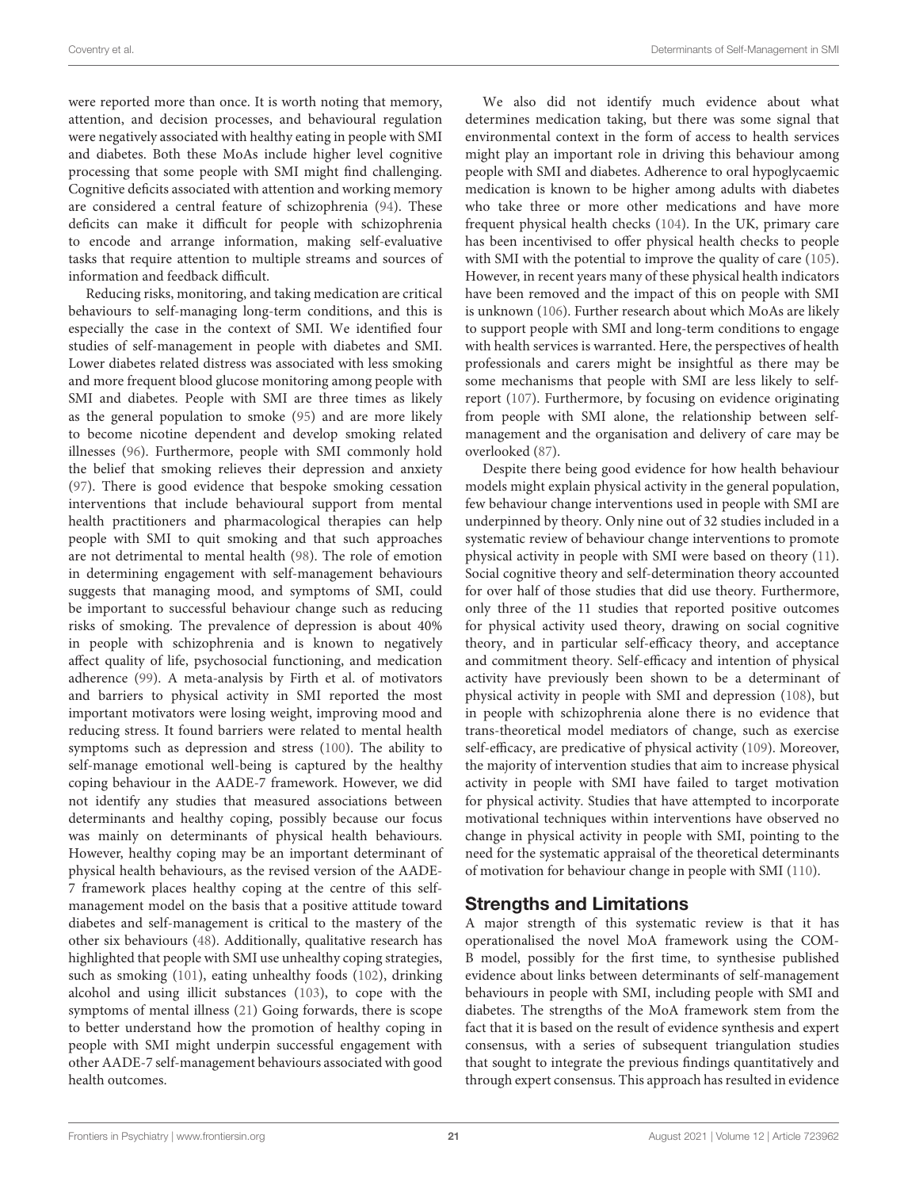were reported more than once. It is worth noting that memory, attention, and decision processes, and behavioural regulation were negatively associated with healthy eating in people with SMI and diabetes. Both these MoAs include higher level cognitive processing that some people with SMI might find challenging. Cognitive deficits associated with attention and working memory are considered a central feature of schizophrenia (94). These deficits can make it difficult for people with schizophrenia to encode and arrange information, making self-evaluative tasks that require attention to multiple streams and sources of information and feedback difficult.

Reducing risks, monitoring, and taking medication are critical behaviours to self-managing long-term conditions, and this is especially the case in the context of SMI. We identified four studies of self-management in people with diabetes and SMI. Lower diabetes related distress was associated with less smoking and more frequent blood glucose monitoring among people with SMI and diabetes. People with SMI are three times as likely as the general population to smoke (95) and are more likely to become nicotine dependent and develop smoking related illnesses (96). Furthermore, people with SMI commonly hold the belief that smoking relieves their depression and anxiety (97). There is good evidence that bespoke smoking cessation interventions that include behavioural support from mental health practitioners and pharmacological therapies can help people with SMI to quit smoking and that such approaches are not detrimental to mental health (98). The role of emotion in determining engagement with self-management behaviours suggests that managing mood, and symptoms of SMI, could be important to successful behaviour change such as reducing risks of smoking. The prevalence of depression is about 40% in people with schizophrenia and is known to negatively affect quality of life, psychosocial functioning, and medication adherence (99). A meta-analysis by Firth et al. of motivators and barriers to physical activity in SMI reported the most important motivators were losing weight, improving mood and reducing stress. It found barriers were related to mental health symptoms such as depression and stress (100). The ability to self-manage emotional well-being is captured by the healthy coping behaviour in the AADE-7 framework. However, we did not identify any studies that measured associations between determinants and healthy coping, possibly because our focus was mainly on determinants of physical health behaviours. However, healthy coping may be an important determinant of physical health behaviours, as the revised version of the AADE-7 framework places healthy coping at the centre of this self-management model on the basis that a positive attitude toward diabetes and self-management is critical to the mastery of the other six behaviours (48). Additionally, qualitative research has highlighted that people with SMI use unhealthy coping strategies, such as smoking (101), eating unhealthy foods (102), drinking alcohol and using illicit substances (103), to cope with the symptoms of mental illness (21) Going forwards, there is scope to better understand how the promotion of healthy coping in people with SMI might underpin successful engagement with other AADE-7 self-management behaviours associated with good health outcomes.

We also did not identify much evidence about what determines medication taking, but there was some signal that environmental context in the form of access to health services might play an important role in driving this behaviour among people with SMI and diabetes. Adherence to oral hypoglycaemic medication is known to be higher among adults with diabetes who take three or more other medications and have more frequent physical health checks (104). In the UK, primary care has been incentivised to offer physical health checks to people with SMI with the potential to improve the quality of care (105). However, in recent years many of these physical health indicators have been removed and the impact of this on people with SMI is unknown (106). Further research about which MoAs are likely to support people with SMI and long-term conditions to engage with health services is warranted. Here, the perspectives of health professionals and carers might be insightful as there may be some mechanisms that people with SMI are less likely to self-report (107). Furthermore, by focusing on evidence originating from people with SMI alone, the relationship between self-management and the organisation and delivery of care may be overlooked (87).

Despite there being good evidence for how health behaviour models might explain physical activity in the general population, few behaviour change interventions used in people with SMI are underpinned by theory. Only nine out of 32 studies included in a systematic review of behaviour change interventions to promote physical activity in people with SMI were based on theory (11). Social cognitive theory and self-determination theory accounted for over half of those studies that did use theory. Furthermore, only three of the 11 studies that reported positive outcomes for physical activity used theory, drawing on social cognitive theory, and in particular self-efficacy theory, and acceptance and commitment theory. Self-efficacy and intention of physical activity have previously been shown to be a determinant of physical activity in people with SMI and depression (108), but in people with schizophrenia alone there is no evidence that trans-theoretical model mediators of change, such as exercise self-efficacy, are predicative of physical activity (109). Moreover, the majority of intervention studies that aim to increase physical activity in people with SMI have failed to target motivation for physical activity. Studies that have attempted to incorporate motivational techniques within interventions have observed no change in physical activity in people with SMI, pointing to the need for the systematic appraisal of the theoretical determinants of motivation for behaviour change in people with SMI (110).

## Strengths and Limitations

A major strength of this systematic review is that it has operationalised the novel MoA framework using the COM-B model, possibly for the first time, to synthesise published evidence about links between determinants of self-management behaviours in people with SMI, including people with SMI and diabetes. The strengths of the MoA framework stem from the fact that it is based on the result of evidence synthesis and expert consensus, with a series of subsequent triangulation studies that sought to integrate the previous findings quantitatively and through expert consensus. This approach has resulted in evidence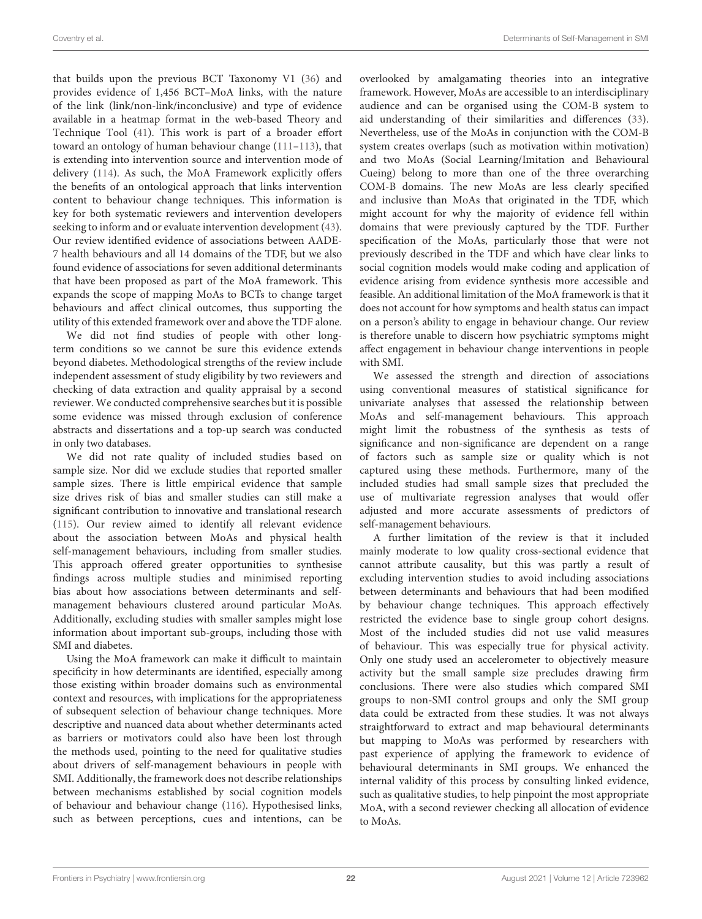that builds upon the previous BCT Taxonomy V1 (36) and provides evidence of 1,456 BCT–MoA links, with the nature of the link (link/non-link/inconclusive) and type of evidence available in a heatmap format in the web-based Theory and Technique Tool (41). This work is part of a broader effort toward an ontology of human behaviour change (111–113), that is extending into intervention source and intervention mode of delivery (114). As such, the MoA Framework explicitly offers the benefits of an ontological approach that links intervention content to behaviour change techniques. This information is key for both systematic reviewers and intervention developers seeking to inform and or evaluate intervention development (43). Our review identified evidence of associations between AADE-7 health behaviours and all 14 domains of the TDF, but we also found evidence of associations for seven additional determinants that have been proposed as part of the MoA framework. This expands the scope of mapping MoAs to BCTs to change target behaviours and affect clinical outcomes, thus supporting the utility of this extended framework over and above the TDF alone.

We did not find studies of people with other long-term conditions so we cannot be sure this evidence extends beyond diabetes. Methodological strengths of the review include independent assessment of study eligibility by two reviewers and checking of data extraction and quality appraisal by a second reviewer. We conducted comprehensive searches but it is possible some evidence was missed through exclusion of conference abstracts and dissertations and a top-up search was conducted in only two databases.

We did not rate quality of included studies based on sample size. Nor did we exclude studies that reported smaller sample sizes. There is little empirical evidence that sample size drives risk of bias and smaller studies can still make a significant contribution to innovative and translational research (115). Our review aimed to identify all relevant evidence about the association between MoAs and physical health self-management behaviours, including from smaller studies. This approach offered greater opportunities to synthesise findings across multiple studies and minimised reporting bias about how associations between determinants and self-management behaviours clustered around particular MoAs. Additionally, excluding studies with smaller samples might lose information about important sub-groups, including those with SMI and diabetes.

Using the MoA framework can make it difficult to maintain specificity in how determinants are identified, especially among those existing within broader domains such as environmental context and resources, with implications for the appropriateness of subsequent selection of behaviour change techniques. More descriptive and nuanced data about whether determinants acted as barriers or motivators could also have been lost through the methods used, pointing to the need for qualitative studies about drivers of self-management behaviours in people with SMI. Additionally, the framework does not describe relationships between mechanisms established by social cognition models of behaviour and behaviour change (116). Hypothesised links, such as between perceptions, cues and intentions, can be overlooked by amalgamating theories into an integrative framework. However, MoAs are accessible to an interdisciplinary audience and can be organised using the COM-B system to aid understanding of their similarities and differences (33). Nevertheless, use of the MoAs in conjunction with the COM-B system creates overlaps (such as motivation within motivation) and two MoAs (Social Learning/Imitation and Behavioural Cueing) belong to more than one of the three overarching COM-B domains. The new MoAs are less clearly specified and inclusive than MoAs that originated in the TDF, which might account for why the majority of evidence fell within domains that were previously captured by the TDF. Further specification of the MoAs, particularly those that were not previously described in the TDF and which have clear links to social cognition models would make coding and application of evidence arising from evidence synthesis more accessible and feasible. An additional limitation of the MoA framework is that it does not account for how symptoms and health status can impact on a person's ability to engage in behaviour change. Our review is therefore unable to discern how psychiatric symptoms might affect engagement in behaviour change interventions in people with SMI.

We assessed the strength and direction of associations using conventional measures of statistical significance for univariate analyses that assessed the relationship between MoAs and self-management behaviours. This approach might limit the robustness of the synthesis as tests of significance and non-significance are dependent on a range of factors such as sample size or quality which is not captured using these methods. Furthermore, many of the included studies had small sample sizes that precluded the use of multivariate regression analyses that would offer adjusted and more accurate assessments of predictors of self-management behaviours.

A further limitation of the review is that it included mainly moderate to low quality cross-sectional evidence that cannot attribute causality, but this was partly a result of excluding intervention studies to avoid including associations between determinants and behaviours that had been modified by behaviour change techniques. This approach effectively restricted the evidence base to single group cohort designs. Most of the included studies did not use valid measures of behaviour. This was especially true for physical activity. Only one study used an accelerometer to objectively measure activity but the small sample size precludes drawing firm conclusions. There were also studies which compared SMI groups to non-SMI control groups and only the SMI group data could be extracted from these studies. It was not always straightforward to extract and map behavioural determinants but mapping to MoAs was performed by researchers with past experience of applying the framework to evidence of behavioural determinants in SMI groups. We enhanced the internal validity of this process by consulting linked evidence, such as qualitative studies, to help pinpoint the most appropriate MoA, with a second reviewer checking all allocation of evidence to MoAs.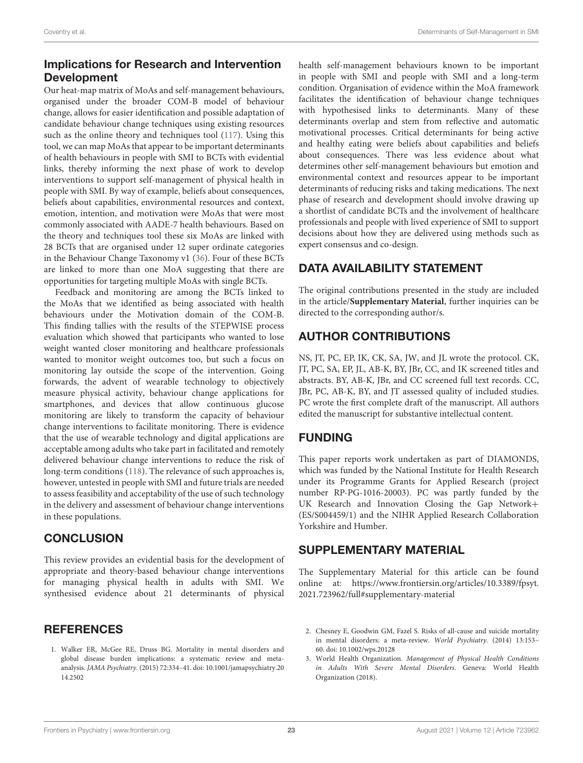## Implications for Research and Intervention Development

Our heat-map matrix of MoAs and self-management behaviours, organised under the broader COM-B model of behaviour change, allows for easier identification and possible adaptation of candidate behaviour change techniques using existing resources such as the online theory and techniques tool (117). Using this tool, we can map MoAs that appear to be important determinants of health behaviours in people with SMI to BCTs with evidential links, thereby informing the next phase of work to develop interventions to support self-management of physical health in people with SMI. By way of example, beliefs about consequences, beliefs about capabilities, environmental resources and context, emotion, intention, and motivation were MoAs that were most commonly associated with AADE-7 health behaviours. Based on the theory and techniques tool these six MoAs are linked with 28 BCTs that are organised under 12 super ordinate categories in the Behaviour Change Taxonomy v1 (36). Four of these BCTs are linked to more than one MoA suggesting that there are opportunities for targeting multiple MoAs with single BCTs.

Feedback and monitoring are among the BCTs linked to the MoAs that we identified as being associated with health behaviours under the Motivation domain of the COM-B. This finding tallies with the results of the STEPWISE process evaluation which showed that participants who wanted to lose weight wanted closer monitoring and healthcare professionals wanted to monitor weight outcomes too, but such a focus on monitoring lay outside the scope of the intervention. Going forwards, the advent of wearable technology to objectively measure physical activity, behaviour change applications for smartphones, and devices that allow continuous glucose monitoring are likely to transform the capacity of behaviour change interventions to facilitate monitoring. There is evidence that the use of wearable technology and digital applications are acceptable among adults who take part in facilitated and remotely delivered behaviour change interventions to reduce the risk of long-term conditions (118). The relevance of such approaches is, however, untested in people with SMI and future trials are needed to assess feasibility and acceptability of the use of such technology in the delivery and assessment of behaviour change interventions in these populations.

## CONCLUSION

This review provides an evidential basis for the development of appropriate and theory-based behaviour change interventions for managing physical health in adults with SMI. We synthesised evidence about 21 determinants of physical health self-management behaviours known to be important in people with SMI and people with SMI and a long-term condition. Organisation of evidence within the MoA framework facilitates the identification of behaviour change techniques with hypothesised links to determinants. Many of these determinants overlap and stem from reflective and automatic motivational processes. Critical determinants for being active and healthy eating were beliefs about capabilities and beliefs about consequences. There was less evidence about what determines other self-management behaviours but emotion and environmental context and resources appear to be important determinants of reducing risks and taking medications. The next phase of research and development should involve drawing up a shortlist of candidate BCTs and the involvement of healthcare professionals and people with lived experience of SMI to support decisions about how they are delivered using methods such as expert consensus and co-design.

## DATA AVAILABILITY STATEMENT

The original contributions presented in the study are included in the article/**Supplementary Material**, further inquiries can be directed to the corresponding author/s.

## AUTHOR CONTRIBUTIONS

NS, JT, PC, EP, IK, CK, SA, JW, and JL wrote the protocol. CK, JT, PC, SA, EP, JL, AB-K, BY, JBr, CC, and IK screened titles and abstracts. BY, AB-K, JBr, and CC screened full text records. CC, JBr, PC, AB-K, BY, and JT assessed quality of included studies. PC wrote the first complete draft of the manuscript. All authors edited the manuscript for substantive intellectual content.

## FUNDING

This paper reports work undertaken as part of DIAMONDS, which was funded by the National Institute for Health Research under its Programme Grants for Applied Research (project number RP-PG-1016-20003). PC was partly funded by the UK Research and Innovation Closing the Gap Network+ (ES/S004459/1) and the NIHR Applied Research Collaboration Yorkshire and Humber.

## SUPPLEMENTARY MATERIAL

The Supplementary Material for this article can be found online at: https://www.frontiersin.org/articles/10.3389/fpsyt.2021.723962/full#supplementary-material

## REFERENCES

1. Walker ER, McGee RE, Druss BG. Mortality in mental disorders and global disease burden implications: a systematic review and meta-analysis. *JAMA Psychiatry*. (2015) 72:334–41. doi: 10.1001/jamapsychiatry.2014.2502
2. Chesney E, Goodwin GM, Fazel S. Risks of all-cause and suicide mortality in mental disorders: a meta-review. *World Psychiatry*. (2014) 13:153–60. doi: 10.1002/wps.20128
3. World Health Organization. *Management of Physical Health Conditions in Adults With Severe Mental Disorders*. Geneva: World Health Organization (2018).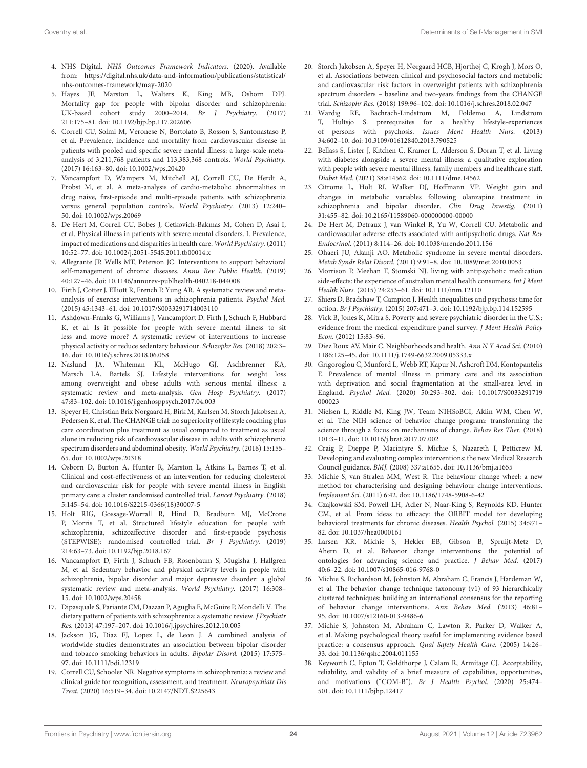4. NHS Digital. *NHS Outcomes Framework Indicators.* (2020). Available from: https://digital.nhs.uk/data-and-information/publications/statistical/nhs-outcomes-framework/may-2020
5. Hayes JF, Marston L, Walters K, King MB, Osborn DPJ. Mortality gap for people with bipolar disorder and schizophrenia: UK-based cohort study 2000–2014. *Br J Psychiatry.* (2017) 211:175–81. doi: 10.1192/bjp.bp.117.202606
6. Correll CU, Solmi M, Veronese N, Bortolato B, Rosson S, Santonastaso P, et al. Prevalence, incidence and mortality from cardiovascular disease in patients with pooled and specific severe mental illness: a large-scale meta-analysis of 3,211,768 patients and 113,383,368 controls. *World Psychiatry.* (2017) 16:163–80. doi: 10.1002/wps.20420
7. Vancampfort D, Wampers M, Mitchell AJ, Correll CU, De Herdt A, Probst M, et al. A meta-analysis of cardio-metabolic abnormalities in drug naive, first-episode and multi-episode patients with schizophrenia versus general population controls. *World Psychiatry.* (2013) 12:240–50. doi: 10.1002/wps.20069
8. De Hert M, Correll CU, Bobes J, Cetkovich-Bakmas M, Cohen D, Asai I, et al. Physical illness in patients with severe mental disorders. I. Prevalence, impact of medications and disparities in health care. *World Psychiatry.* (2011) 10:52–77. doi: 10.1002/j.2051-5545.2011.tb00014.x
9. Allegrante JP, Wells MT, Peterson JC. Interventions to support behavioral self-management of chronic diseases. *Annu Rev Public Health.* (2019) 40:127–46. doi: 10.1146/annurev-publhealth-040218-044008
10. Firth J, Cotter J, Elliott R, French P, Yung AR. A systematic review and meta-analysis of exercise interventions in schizophrenia patients. *Psychol Med.* (2015) 45:1343–61. doi: 10.1017/S0033291714003110
11. Ashdown-Franks G, Williams J, Vancampfort D, Firth J, Schuch F, Hubbard K, et al. Is it possible for people with severe mental illness to sit less and move more? A systematic review of interventions to increase physical activity or reduce sedentary behaviour. *Schizophr Res.* (2018) 202:3–16. doi: 10.1016/j.schres.2018.06.058
12. Naslund JA, Whiteman KL, McHugo GJ, Aschbrenner KA, Marsch LA, Bartels SJ. Lifestyle interventions for weight loss among overweight and obese adults with serious mental illness: a systematic review and meta-analysis. *Gen Hosp Psychiatry.* (2017) 47:83–102. doi: 10.1016/j.genhosppsych.2017.04.003
13. Speyer H, Christian Brix Norgaard H, Birk M, Karlsen M, Storch Jakobsen A, Pedersen K, et al. The CHANGE trial: no superiority of lifestyle coaching plus care coordination plus treatment as usual compared to treatment as usual alone in reducing risk of cardiovascular disease in adults with schizophrenia spectrum disorders and abdominal obesity. *World Psychiatry.* (2016) 15:155–65. doi: 10.1002/wps.20318
14. Osborn D, Burton A, Hunter R, Marston L, Atkins L, Barnes T, et al. Clinical and cost-effectiveness of an intervention for reducing cholesterol and cardiovascular risk for people with severe mental illness in English primary care: a cluster randomised controlled trial. *Lancet Psychiatry.* (2018) 5:145–54. doi: 10.1016/S2215-0366(18)30007-5
15. Holt RIG, Gossage-Worrall R, Hind D, Bradburn MJ, McCrone P, Morris T, et al. Structured lifestyle education for people with schizophrenia, schizoaffective disorder and first-episode psychosis (STEPWISE): randomised controlled trial. *Br J Psychiatry.* (2019) 214:63–73. doi: 10.1192/bjp.2018.167
16. Vancampfort D, Firth J, Schuch FB, Rosenbaum S, Mugisha J, Hallgren M, et al. Sedentary behavior and physical activity levels in people with schizophrenia, bipolar disorder and major depressive disorder: a global systematic review and meta-analysis. *World Psychiatry.* (2017) 16:308–15. doi: 10.1002/wps.20458
17. Dipasquale S, Pariante CM, Dazzan P, Aguglia E, McGuire P, Mondelli V. The dietary pattern of patients with schizophrenia: a systematic review. *J Psychiatr Res.* (2013) 47:197–207. doi: 10.1016/j.jpsychires.2012.10.005
18. Jackson JG, Diaz FJ, Lopez L, de Leon J. A combined analysis of worldwide studies demonstrates an association between bipolar disorder and tobacco smoking behaviors in adults. *Bipolar Disord.* (2015) 17:575–97. doi: 10.1111/bdi.12319
19. Correll CU, Schooler NR. Negative symptoms in schizophrenia: a review and clinical guide for recognition, assessment, and treatment. *Neuropsychiatr Dis Treat.* (2020) 16:519–34. doi: 10.2147/NDT.S225643
20. Storch Jakobsen A, Speyer H, Nørgaard HCB, Hjorthøj C, Krogh J, Mors O, et al. Associations between clinical and psychosocial factors and metabolic and cardiovascular risk factors in overweight patients with schizophrenia spectrum disorders – baseline and two-years findings from the CHANGE trial. *Schizophr Res.* (2018) 199:96–102. doi: 10.1016/j.schres.2018.02.047
21. Wardig RE, Bachrach-Lindstrom M, Foldemo A, Lindstrom T, Hultsjo S. prerequisites for a healthy lifestyle-experiences of persons with psychosis. *Issues Ment Health Nurs.* (2013) 34:602–10. doi: 10.3109/01612840.2013.790525
22. Bellass S, Lister J, Kitchen C, Kramer L, Alderson S, Doran T, et al. Living with diabetes alongside a severe mental illness: a qualitative exploration with people with severe mental illness, family members and healthcare staff. *Diabet Med.* (2021) 38:e14562. doi: 10.1111/dme.14562
23. Citrome L, Holt RI, Walker DJ, Hoffmann VP. Weight gain and changes in metabolic variables following olanzapine treatment in schizophrenia and bipolar disorder. *Clin Drug Investig.* (2011) 31:455–82. doi: 10.2165/11589060-000000000-00000
24. De Hert M, Detraux J, van Winkel R, Yu W, Correll CU. Metabolic and cardiovascular adverse effects associated with antipsychotic drugs. *Nat Rev Endocrinol.* (2011) 8:114–26. doi: 10.1038/nrendo.2011.156
25. Ohaeri JU, Akanji AO. Metabolic syndrome in severe mental disorders. *Metab Syndr Relat Disord.* (2011) 9:91–8. doi: 10.1089/met.2010.0053
26. Morrison P, Meehan T, Stomski NJ. living with antipsychotic medication side-effects: the experience of australian mental health consumers. *Int J Ment Health Nurs.* (2015) 24:253–61. doi: 10.1111/inm.12110
27. Shiers D, Bradshaw T, Campion J. Health inequalities and psychosis: time for action. *Br J Psychiatry.* (2015) 207:471–3. doi: 10.1192/bjp.bp.114.152595
28. Vick B, Jones K, Mitra S. Poverty and severe psychiatric disorder in the U.S.: evidence from the medical expenditure panel survey. *J Ment Health Policy Econ.* (2012) 15:83–96.
29. Diez Roux AV, Mair C. Neighborhoods and health. *Ann N Y Acad Sci.* (2010) 1186:125–45. doi: 10.1111/j.1749-6632.2009.05333.x
30. Grigoroglou C, Munford L, Webb RT, Kapur N, Ashcroft DM, Kontopantelis E. Prevalence of mental illness in primary care and its association with deprivation and social fragmentation at the small-area level in England. *Psychol Med.* (2020) 50:293–302. doi: 10.1017/S0033291719000023
31. Nielsen L, Riddle M, King JW, Team NIHSoBCI, Aklin WM, Chen W, et al. The NIH science of behavior change program: transforming the science through a focus on mechanisms of change. *Behav Res Ther.* (2018) 101:3–11. doi: 10.1016/j.brat.2017.07.002
32. Craig P, Dieppe P, Macintyre S, Michie S, Nazareth I, Petticrew M. Developing and evaluating complex interventions: the new Medical Research Council guidance. *BMJ.* (2008) 337:a1655. doi: 10.1136/bmj.a1655
33. Michie S, van Stralen MM, West R. The behaviour change wheel: a new method for characterising and designing behaviour change interventions. *Implement Sci.* (2011) 6:42. doi: 10.1186/1748-5908-6-42
34. Czajkowski SM, Powell LH, Adler N, Naar-King S, Reynolds KD, Hunter CM, et al. From ideas to efficacy: the ORBIT model for developing behavioral treatments for chronic diseases. *Health Psychol.* (2015) 34:971–82. doi: 10.1037/hea0000161
35. Larsen KR, Michie S, Hekler EB, Gibson B, Spruijt-Metz D, Ahern D, et al. Behavior change interventions: the potential of ontologies for advancing science and practice. *J Behav Med.* (2017) 40:6–22. doi: 10.1007/s10865-016-9768-0
36. Michie S, Richardson M, Johnston M, Abraham C, Francis J, Hardeman W, et al. The behavior change technique taxonomy (v1) of 93 hierarchically clustered techniques: building an international consensus for the reporting of behavior change interventions. *Ann Behav Med.* (2013) 46:81–95. doi: 10.1007/s12160-013-9486-6
37. Michie S, Johnston M, Abraham C, Lawton R, Parker D, Walker A, et al. Making psychological theory useful for implementing evidence based practice: a consensus approach. *Qual Safety Health Care.* (2005) 14:26–33. doi: 10.1136/qshc.2004.011155
38. Keyworth C, Epton T, Goldthorpe J, Calam R, Armitage CJ. Acceptability, reliability, and validity of a brief measure of capabilities, opportunities, and motivations ("COM-B"). *Br J Health Psychol.* (2020) 25:474–501. doi: 10.1111/bjhp.12417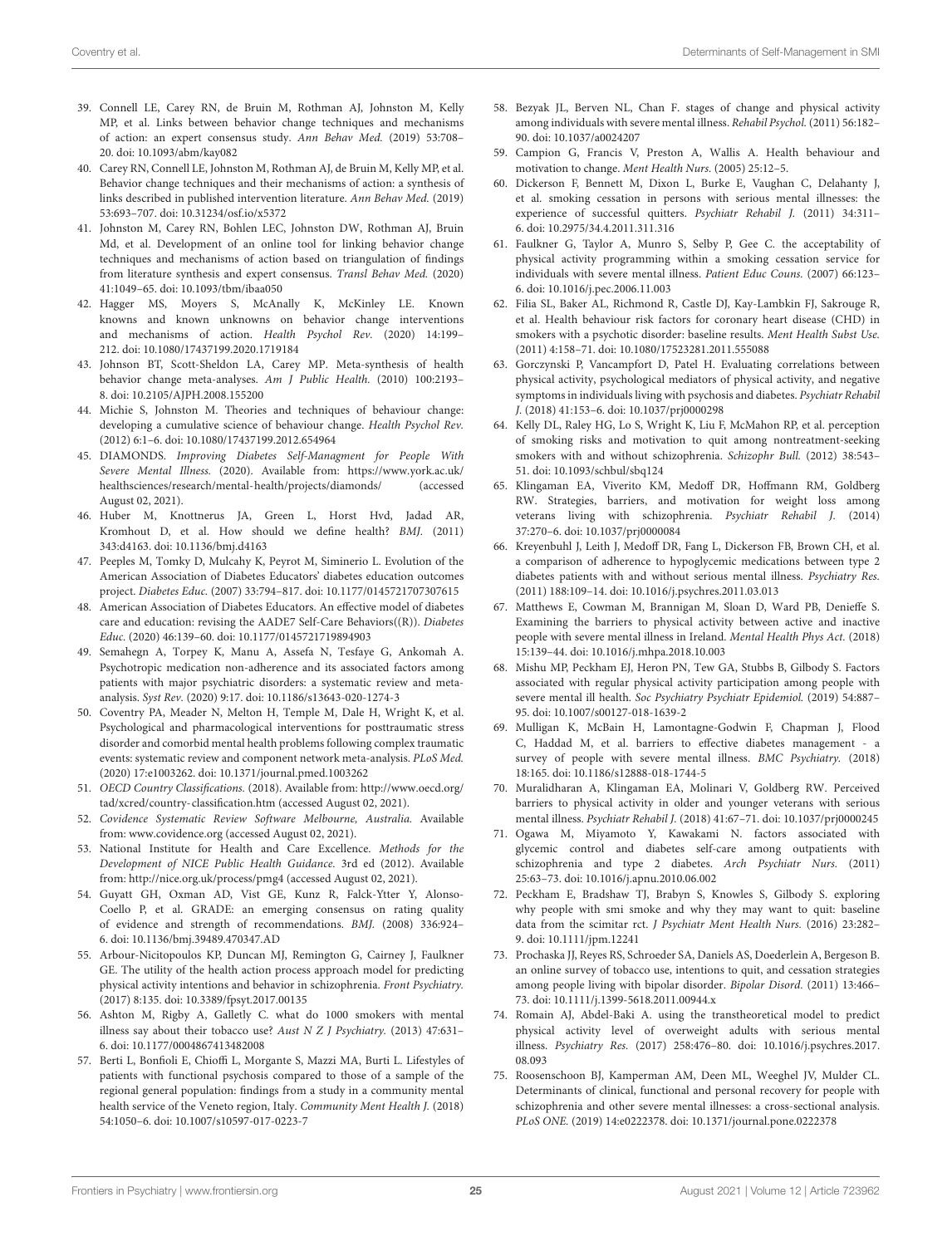39. Connell LE, Carey RN, de Bruin M, Rothman AJ, Johnston M, Kelly MP, et al. Links between behavior change techniques and mechanisms of action: an expert consensus study. *Ann Behav Med.* (2019) 53:708–20. doi: 10.1093/abm/kay082

40. Carey RN, Connell LE, Johnston M, Rothman AJ, de Bruin M, Kelly MP, et al. Behavior change techniques and their mechanisms of action: a synthesis of links described in published intervention literature. *Ann Behav Med.* (2019) 53:693–707. doi: 10.31234/osf.io/x5372

41. Johnston M, Carey RN, Bohlen LEC, Johnston DW, Rothman AJ, Bruin Md, et al. Development of an online tool for linking behavior change techniques and mechanisms of action based on triangulation of findings from literature synthesis and expert consensus. *Transl Behav Med.* (2020) 41:1049–65. doi: 10.1093/tbm/ibaa050

42. Hagger MS, Moyers S, McAnally K, McKinley LE. Known knowns and known unknowns on behavior change interventions and mechanisms of action. *Health Psychol Rev.* (2020) 14:199–212. doi: 10.1080/17437199.2020.1719184

43. Johnson BT, Scott-Sheldon LA, Carey MP. Meta-synthesis of health behavior change meta-analyses. *Am J Public Health.* (2010) 100:2193–8. doi: 10.2105/AJPH.2008.155200

44. Michie S, Johnston M. Theories and techniques of behaviour change: developing a cumulative science of behaviour change. *Health Psychol Rev.* (2012) 6:1–6. doi: 10.1080/17437199.2012.654964

45. DIAMONDS. *Improving Diabetes Self-Managment for People With Severe Mental Illness.* (2020). Available from: https://www.york.ac.uk/healthsciences/research/mental-health/projects/diamonds/ (accessed August 02, 2021).

46. Huber M, Knottnerus JA, Green L, Horst Hvd, Jadad AR, Kromhout D, et al. How should we define health? *BMJ.* (2011) 343:d4163. doi: 10.1136/bmj.d4163

47. Peeples M, Tomky D, Mulcahy K, Peyrot M, Siminerio L. Evolution of the American Association of Diabetes Educators' diabetes education outcomes project. *Diabetes Educ.* (2007) 33:794–817. doi: 10.1177/0145721707307615

48. American Association of Diabetes Educators. An effective model of diabetes care and education: revising the AADE7 Self-Care Behaviors((R)). *Diabetes Educ.* (2020) 46:139–60. doi: 10.1177/0145721719894903

49. Semahegn A, Torpey K, Manu A, Assefa N, Tesfaye G, Ankomah A. Psychotropic medication non-adherence and its associated factors among patients with major psychiatric disorders: a systematic review and meta-analysis. *Syst Rev.* (2020) 9:17. doi: 10.1186/s13643-020-1274-3

50. Coventry PA, Meader N, Melton H, Temple M, Dale H, Wright K, et al. Psychological and pharmacological interventions for posttraumatic stress disorder and comorbid mental health problems following complex traumatic events: systematic review and component network meta-analysis. *PLoS Med.* (2020) 17:e1003262. doi: 10.1371/journal.pmed.1003262

51. *OECD Country Classifications.* (2018). Available from: http://www.oecd.org/tad/xcred/country-classification.htm (accessed August 02, 2021).

52. *Covidence Systematic Review Software Melbourne, Australia.* Available from: www.covidence.org (accessed August 02, 2021).

53. National Institute for Health and Care Excellence. *Methods for the Development of NICE Public Health Guidance.* 3rd ed (2012). Available from: http://nice.org.uk/process/pmg4 (accessed August 02, 2021).

54. Guyatt GH, Oxman AD, Vist GE, Kunz R, Falck-Ytter Y, Alonso-Coello P, et al. GRADE: an emerging consensus on rating quality of evidence and strength of recommendations. *BMJ.* (2008) 336:924–6. doi: 10.1136/bmj.39489.470347.AD

55. Arbour-Nicitopoulos KP, Duncan MJ, Remington G, Cairney J, Faulkner GE. The utility of the health action process approach model for predicting physical activity intentions and behavior in schizophrenia. *Front Psychiatry.* (2017) 8:135. doi: 10.3389/fpsyt.2017.00135

56. Ashton M, Rigby A, Galletly C. what do 1000 smokers with mental illness say about their tobacco use? *Aust N Z J Psychiatry.* (2013) 47:631–6. doi: 10.1177/0004867413482008

57. Berti L, Bonfioli E, Chioffi L, Morgante S, Mazzi MA, Burti L. Lifestyles of patients with functional psychosis compared to those of a sample of the regional general population: findings from a study in a community mental health service of the Veneto region, Italy. *Community Ment Health J.* (2018) 54:1050–6. doi: 10.1007/s10597-017-0223-7

58. Bezyak JL, Berven NL, Chan F. stages of change and physical activity among individuals with severe mental illness. *Rehabil Psychol.* (2011) 56:182–90. doi: 10.1037/a0024207

59. Campion G, Francis V, Preston A, Wallis A. Health behaviour and motivation to change. *Ment Health Nurs.* (2005) 25:12–5.

60. Dickerson F, Bennett M, Dixon L, Burke E, Vaughan C, Delahanty J, et al. smoking cessation in persons with serious mental illnesses: the experience of successful quitters. *Psychiatr Rehabil J.* (2011) 34:311–6. doi: 10.2975/34.4.2011.311.316

61. Faulkner G, Taylor A, Munro S, Selby P, Gee C. the acceptability of physical activity programming within a smoking cessation service for individuals with severe mental illness. *Patient Educ Couns.* (2007) 66:123–6. doi: 10.1016/j.pec.2006.11.003

62. Filia SL, Baker AL, Richmond R, Castle DJ, Kay-Lambkin FJ, Sakrouge R, et al. Health behaviour risk factors for coronary heart disease (CHD) in smokers with a psychotic disorder: baseline results. *Ment Health Subst Use.* (2011) 4:158–71. doi: 10.1080/17523281.2011.555088

63. Gorczynski P, Vancampfort D, Patel H. Evaluating correlations between physical activity, psychological mediators of physical activity, and negative symptoms in individuals living with psychosis and diabetes. *Psychiatr Rehabil J.* (2018) 41:153–6. doi: 10.1037/prj0000298

64. Kelly DL, Raley HG, Lo S, Wright K, Liu F, McMahon RP, et al. perception of smoking risks and motivation to quit among nontreatment-seeking smokers with and without schizophrenia. *Schizophr Bull.* (2012) 38:543–51. doi: 10.1093/schbul/sbq124

65. Klingaman EA, Viverito KM, Medoff DR, Hoffmann RM, Goldberg RW. Strategies, barriers, and motivation for weight loss among veterans living with schizophrenia. *Psychiatr Rehabil J.* (2014) 37:270–6. doi: 10.1037/prj0000084

66. Kreyenbuhl J, Leith J, Medoff DR, Fang L, Dickerson FB, Brown CH, et al. a comparison of adherence to hypoglycemic medications between type 2 diabetes patients with and without serious mental illness. *Psychiatry Res.* (2011) 188:109–14. doi: 10.1016/j.psychres.2011.03.013

67. Matthews E, Cowman M, Brannigan M, Sloan D, Ward PB, Denieffe S. Examining the barriers to physical activity between active and inactive people with severe mental illness in Ireland. *Mental Health Phys Act.* (2018) 15:139–44. doi: 10.1016/j.mhpa.2018.10.003

68. Mishu MP, Peckham EJ, Heron PN, Tew GA, Stubbs B, Gilbody S. Factors associated with regular physical activity participation among people with severe mental ill health. *Soc Psychiatry Psychiatr Epidemiol.* (2019) 54:887–95. doi: 10.1007/s00127-018-1639-2

69. Mulligan K, McBain H, Lamontagne-Godwin F, Chapman J, Flood C, Haddad M, et al. barriers to effective diabetes management - a survey of people with severe mental illness. *BMC Psychiatry.* (2018) 18:165. doi: 10.1186/s12888-018-1744-5

70. Muralidharan A, Klingaman EA, Molinari V, Goldberg RW. Perceived barriers to physical activity in older and younger veterans with serious mental illness. *Psychiatr Rehabil J.* (2018) 41:67–71. doi: 10.1037/prj0000245

71. Ogawa M, Miyamoto Y, Kawakami N. factors associated with glycemic control and diabetes self-care among outpatients with schizophrenia and type 2 diabetes. *Arch Psychiatr Nurs.* (2011) 25:63–73. doi: 10.1016/j.apnu.2010.06.002

72. Peckham E, Bradshaw TJ, Brabyn S, Knowles S, Gilbody S. exploring why people with smi smoke and why they may want to quit: baseline data from the scimitar rct. *J Psychiatr Ment Health Nurs.* (2016) 23:282–9. doi: 10.1111/jpm.12241

73. Prochaska JJ, Reyes RS, Schroeder SA, Daniels AS, Doederlein A, Bergeson B. an online survey of tobacco use, intentions to quit, and cessation strategies among people living with bipolar disorder. *Bipolar Disord.* (2011) 13:466–73. doi: 10.1111/j.1399-5618.2011.00944.x

74. Romain AJ, Abdel-Baki A. using the transtheoretical model to predict physical activity level of overweight adults with serious mental illness. *Psychiatry Res.* (2017) 258:476–80. doi: 10.1016/j.psychres.2017.08.093

75. Roosenschoon BJ, Kamperman AM, Deen ML, Weeghel JV, Mulder CL. Determinants of clinical, functional and personal recovery for people with schizophrenia and other severe mental illnesses: a cross-sectional analysis. *PLoS ONE.* (2019) 14:e0222378. doi: 10.1371/journal.pone.0222378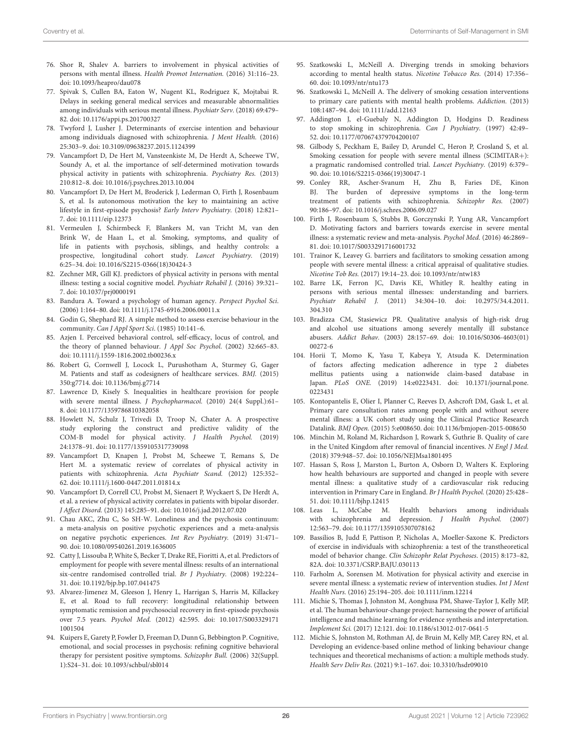76. Shor R, Shalev A. barriers to involvement in physical activities of persons with mental illness. *Health Promot Internation.* (2016) 31:116–23. doi: 10.1093/heapro/dau078
77. Spivak S, Cullen BA, Eaton W, Nugent KL, Rodriguez K, Mojtabai R. Delays in seeking general medical services and measurable abnormalities among individuals with serious mental illness. *Psychiatr Serv.* (2018) 69:479–82. doi: 10.1176/appi.ps.201700327
78. Twyford J, Lusher J. Determinants of exercise intention and behaviour among individuals diagnosed with schizophrenia. *J Ment Health.* (2016) 25:303–9. doi: 10.3109/09638237.2015.1124399
79. Vancampfort D, De Hert M, Vansteenkiste M, De Herdt A, Scheewe TW, Soundy A, et al. the importance of self-determined motivation towards physical activity in patients with schizophrenia. *Psychiatry Res.* (2013) 210:812–8. doi: 10.1016/j.psychres.2013.10.004
80. Vancampfort D, De Hert M, Broderick J, Lederman O, Firth J, Rosenbaum S, et al. Is autonomous motivation the key to maintaining an active lifestyle in first-episode psychosis? *Early Interv Psychiatry.* (2018) 12:821–7. doi: 10.1111/eip.12373
81. Vermeulen J, Schirmbeck F, Blankers M, van Tricht M, van den Brink W, de Haan L, et al. Smoking, symptoms, and quality of life in patients with psychosis, siblings, and healthy controls: a prospective, longitudinal cohort study. *Lancet Psychiatry.* (2019) 6:25–34. doi: 10.1016/S2215-0366(18)30424-3
82. Zechner MR, Gill KJ. predictors of physical activity in persons with mental illness: testing a social cognitive model. *Psychiatr Rehabil J.* (2016) 39:321–7. doi: 10.1037/prj0000191
83. Bandura A. Toward a psychology of human agency. *Perspect Psychol Sci.* (2006) 1:164–80. doi: 10.1111/j.1745-6916.2006.00011.x
84. Godin G, Shephard RJ. A simple method to assess exercise behaviour in the community. *Can J Appl Sport Sci.* (1985) 10:141–6.
85. Azjen I. Perceived behavioral control, self-efficacy, locus of control, and the theory of planned behaviour. *J Appl Soc Psychol.* (2002) 32:665–83. doi: 10.1111/j.1559-1816.2002.tb00236.x
86. Robert G, Cornwell J, Locock L, Purushotham A, Sturmey G, Gager M. Patients and staff as codesigners of healthcare services. *BMJ.* (2015) 350:g7714. doi: 10.1136/bmj.g7714
87. Lawrence D, Kisely S. Inequalities in healthcare provision for people with severe mental illness. *J Psychopharmacol.* (2010) 24(4 Suppl.):61–8. doi: 10.1177/1359786810382058
88. Howlett N, Schulz J, Trivedi D, Troop N, Chater A. A prospective study exploring the construct and predictive validity of the COM-B model for physical activity. *J Health Psychol.* (2019) 24:1378–91. doi: 10.1177/1359105317739098
89. Vancampfort D, Knapen J, Probst M, Scheewe T, Remans S, De Hert M. a systematic review of correlates of physical activity in patients with schizophrenia. *Acta Psychiatr Scand.* (2012) 125:352–62. doi: 10.1111/j.1600-0447.2011.01814.x
90. Vancampfort D, Correll CU, Probst M, Sienaert P, Wyckaert S, De Herdt A, et al. a review of physical activity correlates in patients with bipolar disorder. *J Affect Disord.* (2013) 145:285–91. doi: 10.1016/j.jad.2012.07.020
91. Chau AKC, Zhu C, So SH-W. Loneliness and the psychosis continuum: a meta-analysis on positive psychotic experiences and a meta-analysis on negative psychotic experiences. *Int Rev Psychiatry.* (2019) 31:471–90. doi: 10.1080/09540261.2019.1636005
92. Catty J, Lissouba P, White S, Becker T, Drake RE, Fioritti A, et al. Predictors of employment for people with severe mental illness: results of an international six-centre randomised controlled trial. *Br J Psychiatry.* (2008) 192:224–31. doi: 10.1192/bjp.bp.107.041475
93. Alvarez-Jimenez M, Gleeson J, Henry L, Harrigan S, Harris M, Killackey E, et al. Road to full recovery: longitudinal relationship between symptomatic remission and psychosocial recovery in first-episode psychosis over 7.5 years. *Psychol Med.* (2012) 42:595. doi: 10.1017/S0033291711001504
94. Kuipers E, Garety P, Fowler D, Freeman D, Dunn G, Bebbington P. Cognitive, emotional, and social processes in psychosis: refining cognitive behavioral therapy for persistent positive symptoms. *Schizophr Bull.* (2006) 32(Suppl. 1):S24–31. doi: 10.1093/schbul/sbl014
95. Szatkowski L, McNeill A. Diverging trends in smoking behaviors according to mental health status. *Nicotine Tobacco Res.* (2014) 17:356–60. doi: 10.1093/ntr/ntu173
96. Szatkowski L, McNeill A. The delivery of smoking cessation interventions to primary care patients with mental health problems. *Addiction.* (2013) 108:1487–94. doi: 10.1111/add.12163
97. Addington J, el-Guebaly N, Addington D, Hodgins D. Readiness to stop smoking in schizophrenia. *Can J Psychiatry.* (1997) 42:49–52. doi: 10.1177/070674379704200107
98. Gilbody S, Peckham E, Bailey D, Arundel C, Heron P, Crosland S, et al. Smoking cessation for people with severe mental illness (SCIMITAR+): a pragmatic randomised controlled trial. *Lancet Psychiatry.* (2019) 6:379–90. doi: 10.1016/S2215-0366(19)30047-1
99. Conley RR, Ascher-Svanum H, Zhu B, Faries DE, Kinon BJ. The burden of depressive symptoms in the long-term treatment of patients with schizophrenia. *Schizophr Res.* (2007) 90:186–97. doi: 10.1016/j.schres.2006.09.027
100. Firth J, Rosenbaum S, Stubbs B, Gorczynski P, Yung AR, Vancampfort D. Motivating factors and barriers towards exercise in severe mental illness: a systematic review and meta-analysis. *Psychol Med.* (2016) 46:2869–81. doi: 10.1017/S0033291716001732
101. Trainor K, Leavey G. barriers and facilitators to smoking cessation among people with severe mental illness: a critical appraisal of qualitative studies. *Nicotine Tob Res.* (2017) 19:14–23. doi: 10.1093/ntr/ntw183
102. Barre LK, Ferron JC, Davis KE, Whitley R. healthy eating in persons with serious mental illnesses: understanding and barriers. *Psychiatr Rehabil J.* (2011) 34:304–10. doi: 10.2975/34.4.2011.304.310
103. Bradizza CM, Stasiewicz PR. Qualitative analysis of high-risk drug and alcohol use situations among severely mentally ill substance abusers. *Addict Behav.* (2003) 28:157–69. doi: 10.1016/S0306-4603(01)00272-6
104. Horii T, Momo K, Yasu T, Kabeya Y, Atsuda K. Determination of factors affecting medication adherence in type 2 diabetes mellitus patients using a nationwide claim-based database in Japan. *PLoS ONE.* (2019) 14:e0223431. doi: 10.1371/journal.pone.0223431
105. Kontopantelis E, Olier I, Planner C, Reeves D, Ashcroft DM, Gask L, et al. Primary care consultation rates among people with and without severe mental illness: a UK cohort study using the Clinical Practice Research Datalink. *BMJ Open.* (2015) 5:e008650. doi: 10.1136/bmjopen-2015-008650
106. Minchin M, Roland M, Richardson J, Rowark S, Guthrie B. Quality of care in the United Kingdom after removal of financial incentives. *N Engl J Med.* (2018) 379:948–57. doi: 10.1056/NEJMsa1801495
107. Hassan S, Ross J, Marston L, Burton A, Osborn D, Walters K. Exploring how health behaviours are supported and changed in people with severe mental illness: a qualitative study of a cardiovascular risk reducing intervention in Primary Care in England. *Br J Health Psychol.* (2020) 25:428–51. doi: 10.1111/bjhp.12415
108. Leas L, McCabe M. Health behaviors among individuals with schizophrenia and depression. *J Health Psychol.* (2007) 12:563–79. doi: 10.1177/1359105307078162
109. Bassilios B, Judd F, Pattison P, Nicholas A, Moeller-Saxone K. Predictors of exercise in individuals with schizophrenia: a test of the transtheoretical model of behavior change. *Clin Schizophr Relat Psychoses.* (2015) 8:173–82, 82A. doi: 10.3371/CSRP.BAJU.030113
110. Farholm A, Sorensen M. Motivation for physical activity and exercise in severe mental illness: a systematic review of intervention studies. *Int J Ment Health Nurs.* (2016) 25:194–205. doi: 10.1111/inm.12214
111. Michie S, Thomas J, Johnston M, Aonghusa PM, Shawe-Taylor J, Kelly MP, et al. The human behaviour-change project: harnessing the power of artificial intelligence and machine learning for evidence synthesis and interpretation. *Implement Sci.* (2017) 12:121. doi: 10.1186/s13012-017-0641-5
112. Michie S, Johnston M, Rothman AJ, de Bruin M, Kelly MP, Carey RN, et al. Developing an evidence-based online method of linking behaviour change techniques and theoretical mechanisms of action: a multiple methods study. *Health Serv Deliv Res.* (2021) 9:1–167. doi: 10.3310/hsdr09010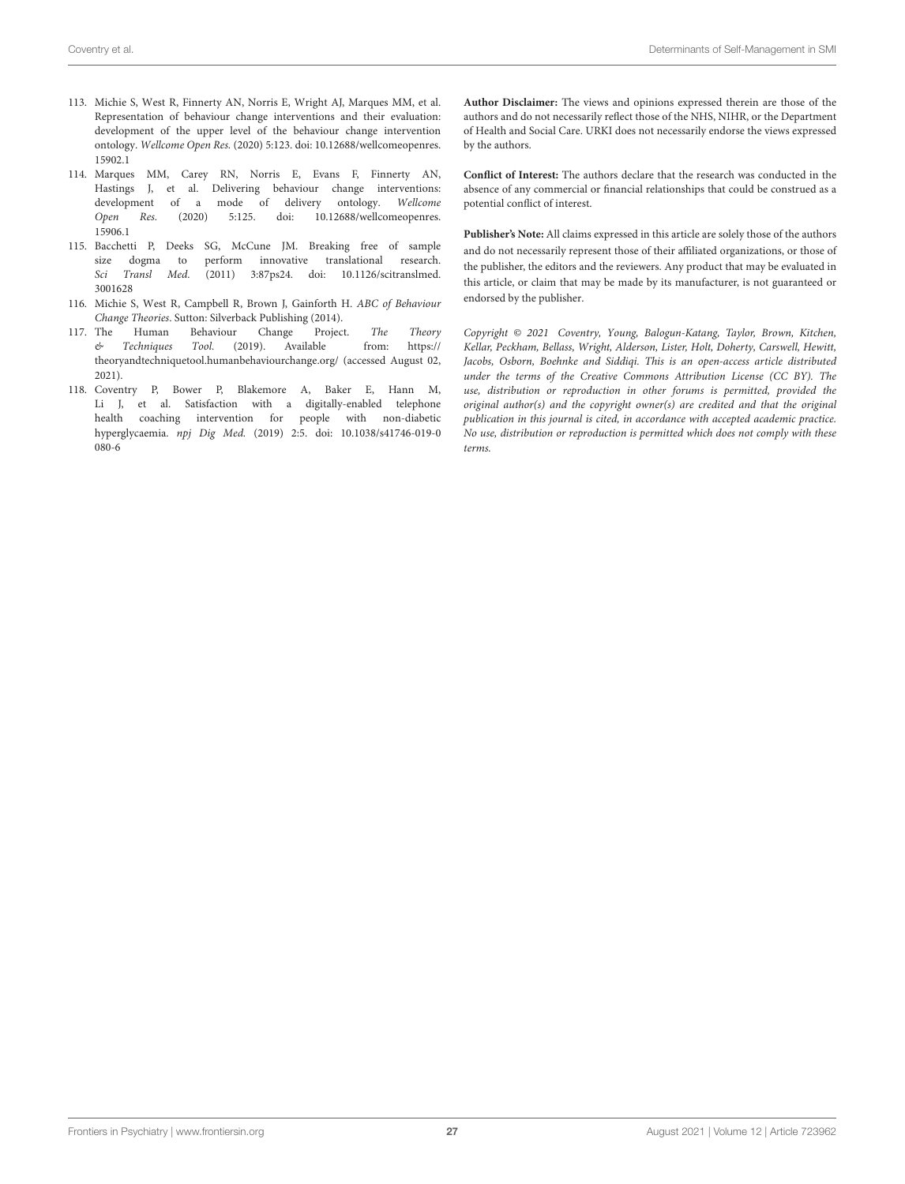113. Michie S, West R, Finnerty AN, Norris E, Wright AJ, Marques MM, et al. Representation of behaviour change interventions and their evaluation: development of the upper level of the behaviour change intervention ontology. *Wellcome Open Res.* (2020) 5:123. doi: 10.12688/wellcomeopenres.15902.1
114. Marques MM, Carey RN, Norris E, Evans F, Finnerty AN, Hastings J, et al. Delivering behaviour change interventions: development of a mode of delivery ontology. *Wellcome Open Res.* (2020) 5:125. doi: 10.12688/wellcomeopenres.15906.1
115. Bacchetti P, Deeks SG, McCune JM. Breaking free of sample size dogma to perform innovative translational research. *Sci Transl Med.* (2011) 3:87ps24. doi: 10.1126/scitranslmed.3001628
116. Michie S, West R, Campbell R, Brown J, Gainforth H. *ABC of Behaviour Change Theories*. Sutton: Silverback Publishing (2014).
117. The Human Behaviour Change Project. *The Theory & Techniques Tool.* (2019). Available from: https://theoryandtechniquetool.humanbehaviourchange.org/ (accessed August 02, 2021).
118. Coventry P, Bower P, Blakemore A, Baker E, Hann M, Li J, et al. Satisfaction with a digitally-enabled telephone health coaching intervention for people with non-diabetic hyperglycaemia. *npj Dig Med.* (2019) 2:5. doi: 10.1038/s41746-019-0080-6

**Author Disclaimer:** The views and opinions expressed therein are those of the authors and do not necessarily reflect those of the NHS, NIHR, or the Department of Health and Social Care. URKI does not necessarily endorse the views expressed by the authors.

**Conflict of Interest:** The authors declare that the research was conducted in the absence of any commercial or financial relationships that could be construed as a potential conflict of interest.

**Publisher's Note:** All claims expressed in this article are solely those of the authors and do not necessarily represent those of their affiliated organizations, or those of the publisher, the editors and the reviewers. Any product that may be evaluated in this article, or claim that may be made by its manufacturer, is not guaranteed or endorsed by the publisher.

*Copyright © 2021 Coventry, Young, Balogun-Katang, Taylor, Brown, Kitchen, Kellar, Peckham, Bellass, Wright, Alderson, Lister, Holt, Doherty, Carswell, Hewitt, Jacobs, Osborn, Boehnke and Siddiqi. This is an open-access article distributed under the terms of the Creative Commons Attribution License (CC BY). The use, distribution or reproduction in other forums is permitted, provided the original author(s) and the copyright owner(s) are credited and that the original publication in this journal is cited, in accordance with accepted academic practice. No use, distribution or reproduction is permitted which does not comply with these terms.*